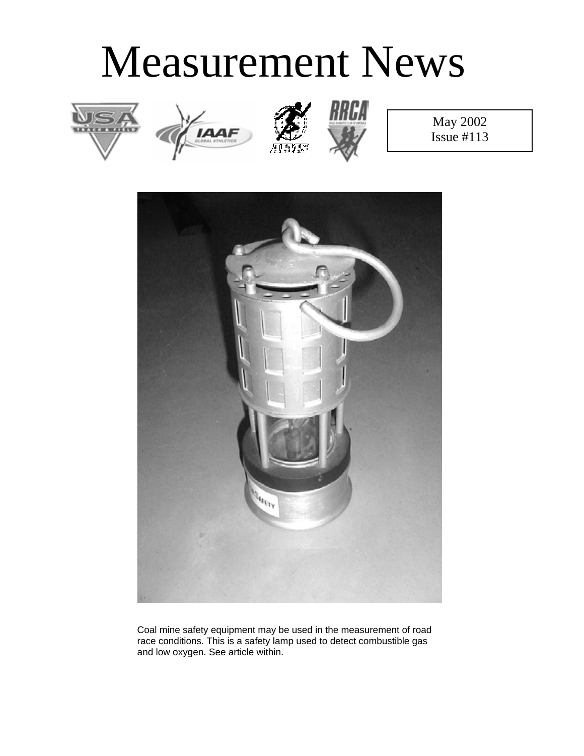# Measurement News

May 2002
Issue #113

Coal mine safety equipment may be used in the measurement of road race conditions. This is a safety lamp used to detect combustible gas and low oxygen. See article within.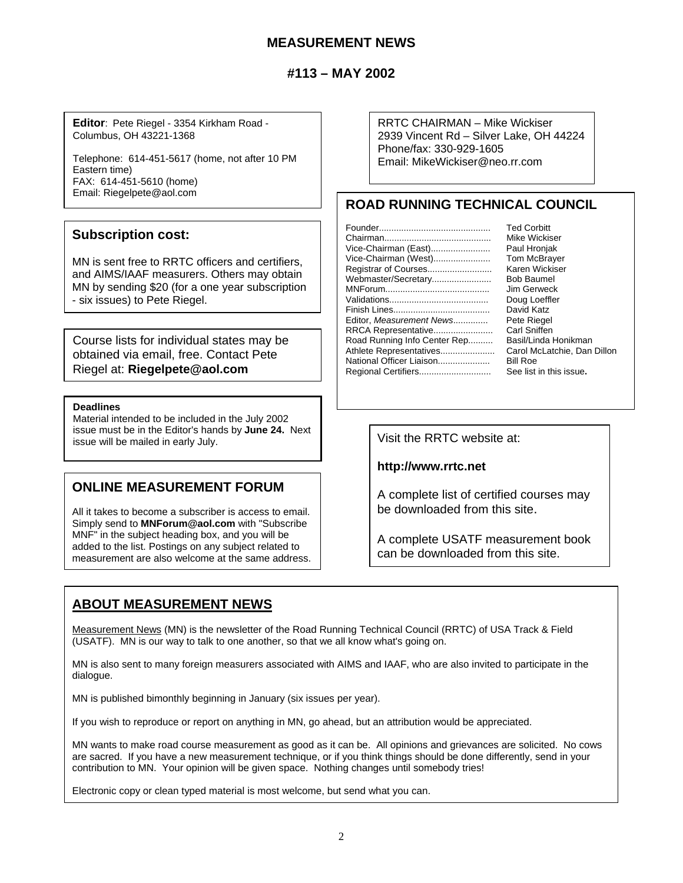# MEASUREMENT NEWS

## #113 – MAY 2002

**Editor**: Pete Riegel - 3354 Kirkham Road - Columbus, OH 43221-1368

Telephone: 614-451-5617 (home, not after 10 PM Eastern time)
FAX: 614-451-5610 (home)
Email: Riegelpete@aol.com

RRTC CHAIRMAN – Mike Wickiser
2939 Vincent Rd – Silver Lake, OH 44224
Phone/fax: 330-929-1605
Email: MikeWickiser@neo.rr.com

## Subscription cost:

MN is sent free to RRTC officers and certifiers, and AIMS/IAAF measurers. Others may obtain MN by sending $20 (for a one year subscription - six issues) to Pete Riegel.

## ROAD RUNNING TECHNICAL COUNCIL

| Position | Name |
|---|---|
| Founder | Ted Corbitt |
| Chairman | Mike Wickiser |
| Vice-Chairman (East) | Paul Hronjak |
| Vice-Chairman (West) | Tom McBrayer |
| Registrar of Courses | Karen Wickiser |
| Webmaster/Secretary | Bob Baumel |
| MNForum | Jim Gerweck |
| Validations | Doug Loeffler |
| Finish Lines | David Katz |
| Editor, *Measurement News* | Pete Riegel |
| RRCA Representative | Carl Sniffen |
| Road Running Info Center Rep. | Basil/Linda Honikman |
| Athlete Representatives | Carol McLatchie, Dan Dillon |
| National Officer Liaison | Bill Roe |
| Regional Certifiers | See list in this issue. |

Course lists for individual states may be obtained via email, free. Contact Pete Riegel at: **Riegelpete@aol.com**

**Deadlines**
Material intended to be included in the July 2002 issue must be in the Editor's hands by **June 24.** Next issue will be mailed in early July.

Visit the RRTC website at:

**http://www.rrtc.net**

A complete list of certified courses may be downloaded from this site.

A complete USATF measurement book can be downloaded from this site.

## ONLINE MEASUREMENT FORUM

All it takes to become a subscriber is access to email. Simply send to **MNForum@aol.com** with "Subscribe MNF" in the subject heading box, and you will be added to the list. Postings on any subject related to measurement are also welcome at the same address.

## ABOUT MEASUREMENT NEWS

Measurement News (MN) is the newsletter of the Road Running Technical Council (RRTC) of USA Track & Field (USATF). MN is our way to talk to one another, so that we all know what's going on.

MN is also sent to many foreign measurers associated with AIMS and IAAF, who are also invited to participate in the dialogue.

MN is published bimonthly beginning in January (six issues per year).

If you wish to reproduce or report on anything in MN, go ahead, but an attribution would be appreciated.

MN wants to make road course measurement as good as it can be. All opinions and grievances are solicited. No cows are sacred. If you have a new measurement technique, or if you think things should be done differently, send in your contribution to MN. Your opinion will be given space. Nothing changes until somebody tries!

Electronic copy or clean typed material is most welcome, but send what you can.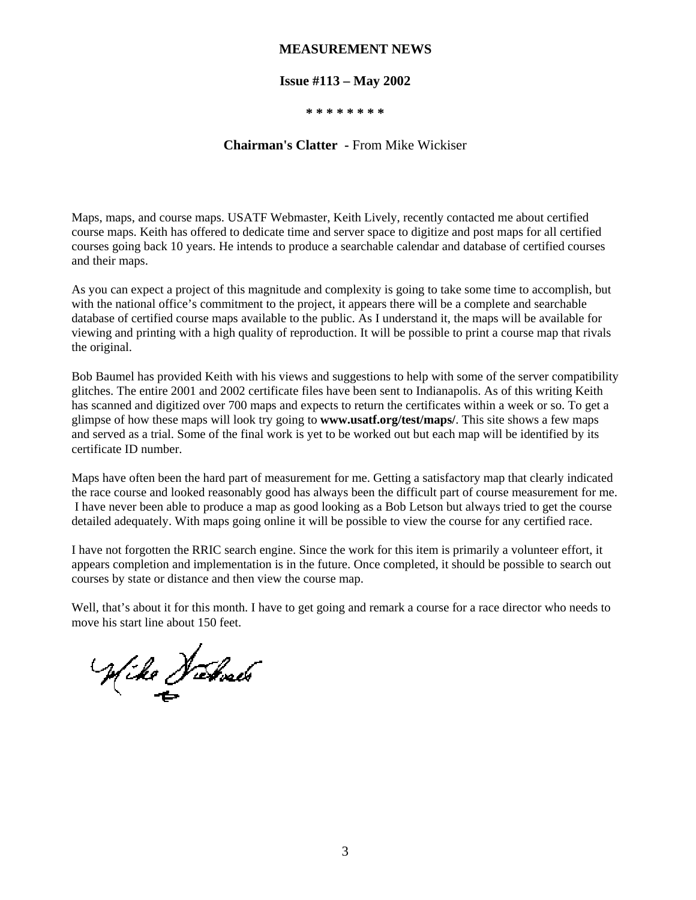**MEASUREMENT NEWS**

**Issue #113 – May 2002**

**\* \* \* \* \* \* \* \***

## Chairman's Clatter - From Mike Wickiser

Maps, maps, and course maps. USATF Webmaster, Keith Lively, recently contacted me about certified course maps. Keith has offered to dedicate time and server space to digitize and post maps for all certified courses going back 10 years. He intends to produce a searchable calendar and database of certified courses and their maps.

As you can expect a project of this magnitude and complexity is going to take some time to accomplish, but with the national office's commitment to the project, it appears there will be a complete and searchable database of certified course maps available to the public. As I understand it, the maps will be available for viewing and printing with a high quality of reproduction. It will be possible to print a course map that rivals the original.

Bob Baumel has provided Keith with his views and suggestions to help with some of the server compatibility glitches. The entire 2001 and 2002 certificate files have been sent to Indianapolis. As of this writing Keith has scanned and digitized over 700 maps and expects to return the certificates within a week or so. To get a glimpse of how these maps will look try going to **www.usatf.org/test/maps/**. This site shows a few maps and served as a trial. Some of the final work is yet to be worked out but each map will be identified by its certificate ID number.

Maps have often been the hard part of measurement for me. Getting a satisfactory map that clearly indicated the race course and looked reasonably good has always been the difficult part of course measurement for me. I have never been able to produce a map as good looking as a Bob Letson but always tried to get the course detailed adequately. With maps going online it will be possible to view the course for any certified race.

I have not forgotten the RRIC search engine. Since the work for this item is primarily a volunteer effort, it appears completion and implementation is in the future. Once completed, it should be possible to search out courses by state or distance and then view the course map.

Well, that's about it for this month. I have to get going and remark a course for a race director who needs to move his start line about 150 feet.

Mike Wickiser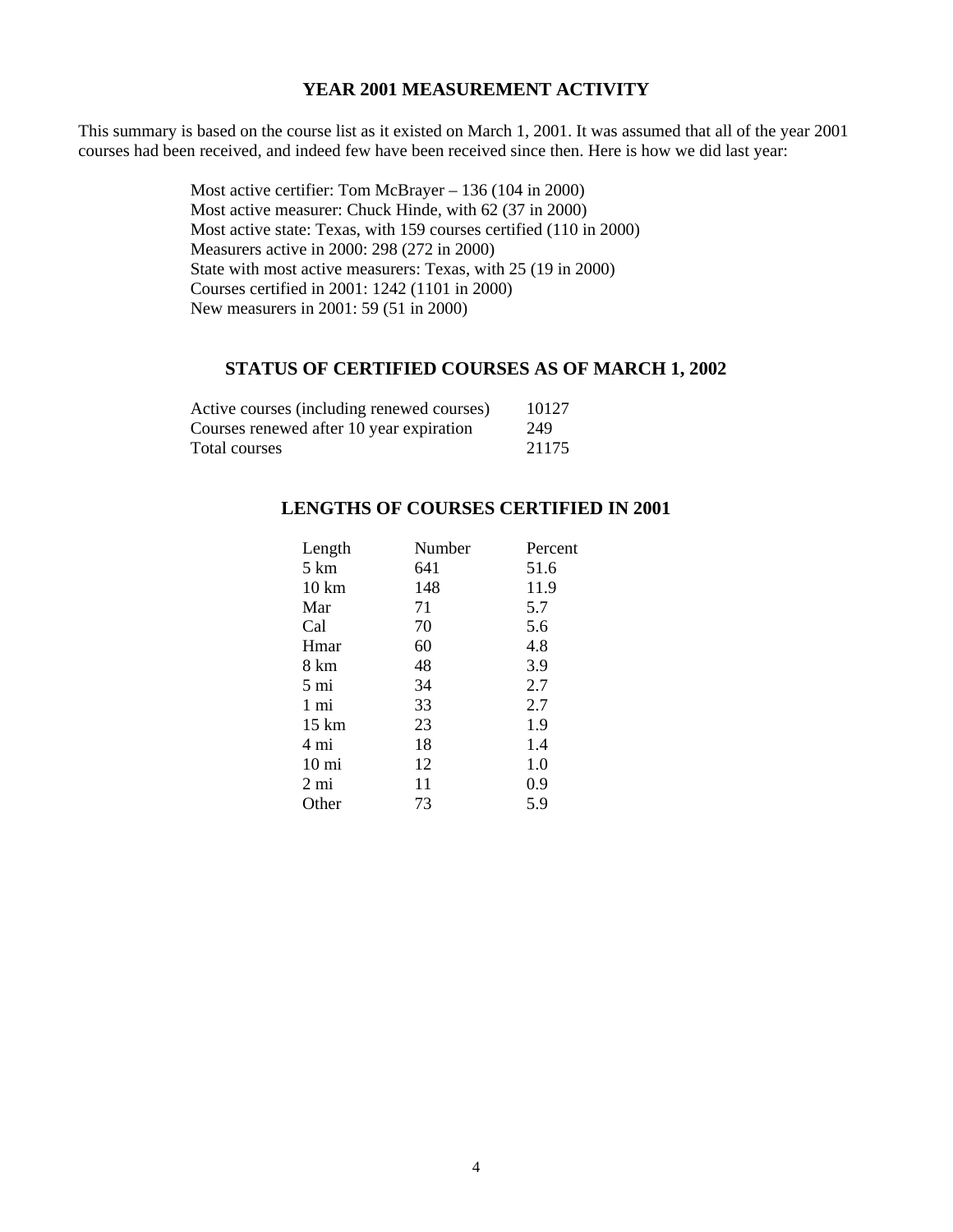## YEAR 2001 MEASUREMENT ACTIVITY

This summary is based on the course list as it existed on March 1, 2001. It was assumed that all of the year 2001 courses had been received, and indeed few have been received since then. Here is how we did last year:

Most active certifier: Tom McBrayer – 136 (104 in 2000)
Most active measurer: Chuck Hinde, with 62 (37 in 2000)
Most active state: Texas, with 159 courses certified (110 in 2000)
Measurers active in 2000: 298 (272 in 2000)
State with most active measurers: Texas, with 25 (19 in 2000)
Courses certified in 2001: 1242 (1101 in 2000)
New measurers in 2001: 59 (51 in 2000)

## STATUS OF CERTIFIED COURSES AS OF MARCH 1, 2002

| | |
|---|---|
| Active courses (including renewed courses) | 10127 |
| Courses renewed after 10 year expiration | 249 |
| Total courses | 21175 |

## LENGTHS OF COURSES CERTIFIED IN 2001

| Length | Number | Percent |
|---|---|---|
| 5 km | 641 | 51.6 |
| 10 km | 148 | 11.9 |
| Mar | 71 | 5.7 |
| Cal | 70 | 5.6 |
| Hmar | 60 | 4.8 |
| 8 km | 48 | 3.9 |
| 5 mi | 34 | 2.7 |
| 1 mi | 33 | 2.7 |
| 15 km | 23 | 1.9 |
| 4 mi | 18 | 1.4 |
| 10 mi | 12 | 1.0 |
| 2 mi | 11 | 0.9 |
| Other | 73 | 5.9 |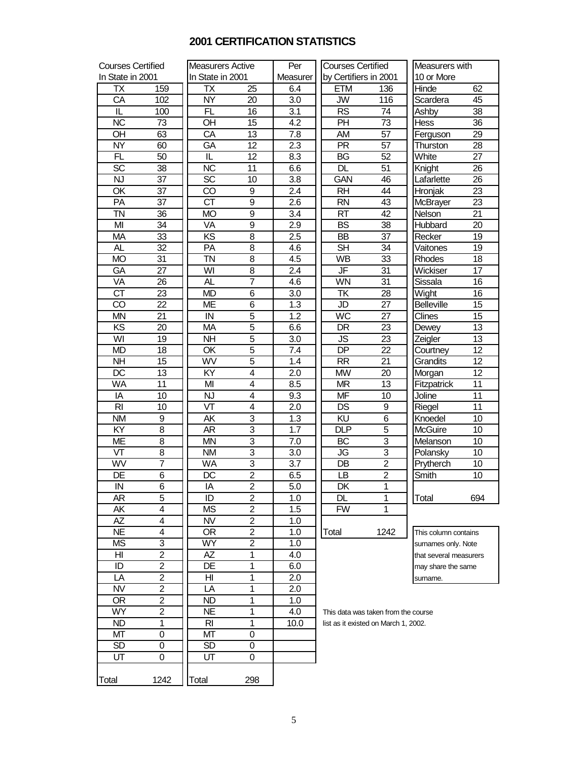# 2001 CERTIFICATION STATISTICS

| Courses Certified In State in 2001 | |
|---|---|
| TX | 159 |
| CA | 102 |
| IL | 100 |
| NC | 73 |
| OH | 63 |
| NY | 60 |
| FL | 50 |
| SC | 38 |
| NJ | 37 |
| OK | 37 |
| PA | 37 |
| TN | 36 |
| MI | 34 |
| MA | 33 |
| AL | 32 |
| MO | 31 |
| GA | 27 |
| VA | 26 |
| CT | 23 |
| CO | 22 |
| MN | 21 |
| KS | 20 |
| WI | 19 |
| MD | 18 |
| NH | 15 |
| DC | 13 |
| WA | 11 |
| IA | 10 |
| RI | 10 |
| NM | 9 |
| KY | 8 |
| ME | 8 |
| VT | 8 |
| WV | 7 |
| DE | 6 |
| IN | 6 |
| AR | 5 |
| AK | 4 |
| AZ | 4 |
| NE | 4 |
| MS | 3 |
| HI | 2 |
| ID | 2 |
| LA | 2 |
| NV | 2 |
| OR | 2 |
| WY | 2 |
| ND | 1 |
| MT | 0 |
| SD | 0 |
| UT | 0 |
| Total | 1242 |

| Measurers Active In State in 2001 | | Per Measurer |
|---|---|---|
| TX | 25 | 6.4 |
| NY | 20 | 3.0 |
| FL | 16 | 3.1 |
| OH | 15 | 4.2 |
| CA | 13 | 7.8 |
| GA | 12 | 2.3 |
| IL | 12 | 8.3 |
| NC | 11 | 6.6 |
| SC | 10 | 3.8 |
| CO | 9 | 2.4 |
| CT | 9 | 2.6 |
| MO | 9 | 3.4 |
| VA | 9 | 2.9 |
| KS | 8 | 2.5 |
| PA | 8 | 4.6 |
| TN | 8 | 4.5 |
| WI | 8 | 2.4 |
| AL | 7 | 4.6 |
| MD | 6 | 3.0 |
| ME | 6 | 1.3 |
| IN | 5 | 1.2 |
| MA | 5 | 6.6 |
| NH | 5 | 3.0 |
| OK | 5 | 7.4 |
| WV | 5 | 1.4 |
| KY | 4 | 2.0 |
| MI | 4 | 8.5 |
| NJ | 4 | 9.3 |
| VT | 4 | 2.0 |
| AK | 3 | 1.3 |
| AR | 3 | 1.7 |
| MN | 3 | 7.0 |
| NM | 3 | 3.0 |
| WA | 3 | 3.7 |
| DC | 2 | 6.5 |
| IA | 2 | 5.0 |
| ID | 2 | 1.0 |
| MS | 2 | 1.5 |
| NV | 2 | 1.0 |
| OR | 2 | 1.0 |
| WY | 2 | 1.0 |
| AZ | 1 | 4.0 |
| DE | 1 | 6.0 |
| HI | 1 | 2.0 |
| LA | 1 | 2.0 |
| ND | 1 | 1.0 |
| NE | 1 | 4.0 |
| RI | 1 | 10.0 |
| MT | 0 | |
| SD | 0 | |
| UT | 0 | |
| Total | 298 | |

| Courses Certified by Certifiers in 2001 | |
|---|---|
| ETM | 136 |
| JW | 116 |
| RS | 74 |
| PH | 73 |
| AM | 57 |
| PR | 57 |
| BG | 52 |
| DL | 51 |
| GAN | 46 |
| RH | 44 |
| RN | 43 |
| RT | 42 |
| BS | 38 |
| BB | 37 |
| SH | 34 |
| WB | 33 |
| JF | 31 |
| WN | 31 |
| TK | 28 |
| JD | 27 |
| WC | 27 |
| DR | 23 |
| JS | 23 |
| DP | 22 |
| RR | 21 |
| MW | 20 |
| MR | 13 |
| MF | 10 |
| DS | 9 |
| KU | 6 |
| DLP | 5 |
| BC | 3 |
| JG | 3 |
| DB | 2 |
| LB | 2 |
| DK | 1 |
| DL | 1 |
| FW | 1 |
| Total | 1242 |

This data was taken from the course list as it existed on March 1, 2002.

| Measurers with 10 or More | |
|---|---|
| Hinde | 62 |
| Scardera | 45 |
| Ashby | 38 |
| Hess | 36 |
| Ferguson | 29 |
| Thurston | 28 |
| White | 27 |
| Knight | 26 |
| Lafarlette | 26 |
| Hronjak | 23 |
| McBrayer | 23 |
| Nelson | 21 |
| Hubbard | 20 |
| Recker | 19 |
| Vaitones | 19 |
| Rhodes | 18 |
| Wickiser | 17 |
| Sissala | 16 |
| Wight | 16 |
| Belleville | 15 |
| Clines | 15 |
| Dewey | 13 |
| Zeigler | 13 |
| Courtney | 12 |
| Grandits | 12 |
| Morgan | 12 |
| Fitzpatrick | 11 |
| Joline | 11 |
| Riegel | 11 |
| Knoedel | 10 |
| McGuire | 10 |
| Melanson | 10 |
| Polansky | 10 |
| Prytherch | 10 |
| Smith | 10 |
| Total | 694 |

This column contains surnames only. Note that several measurers may share the same surname.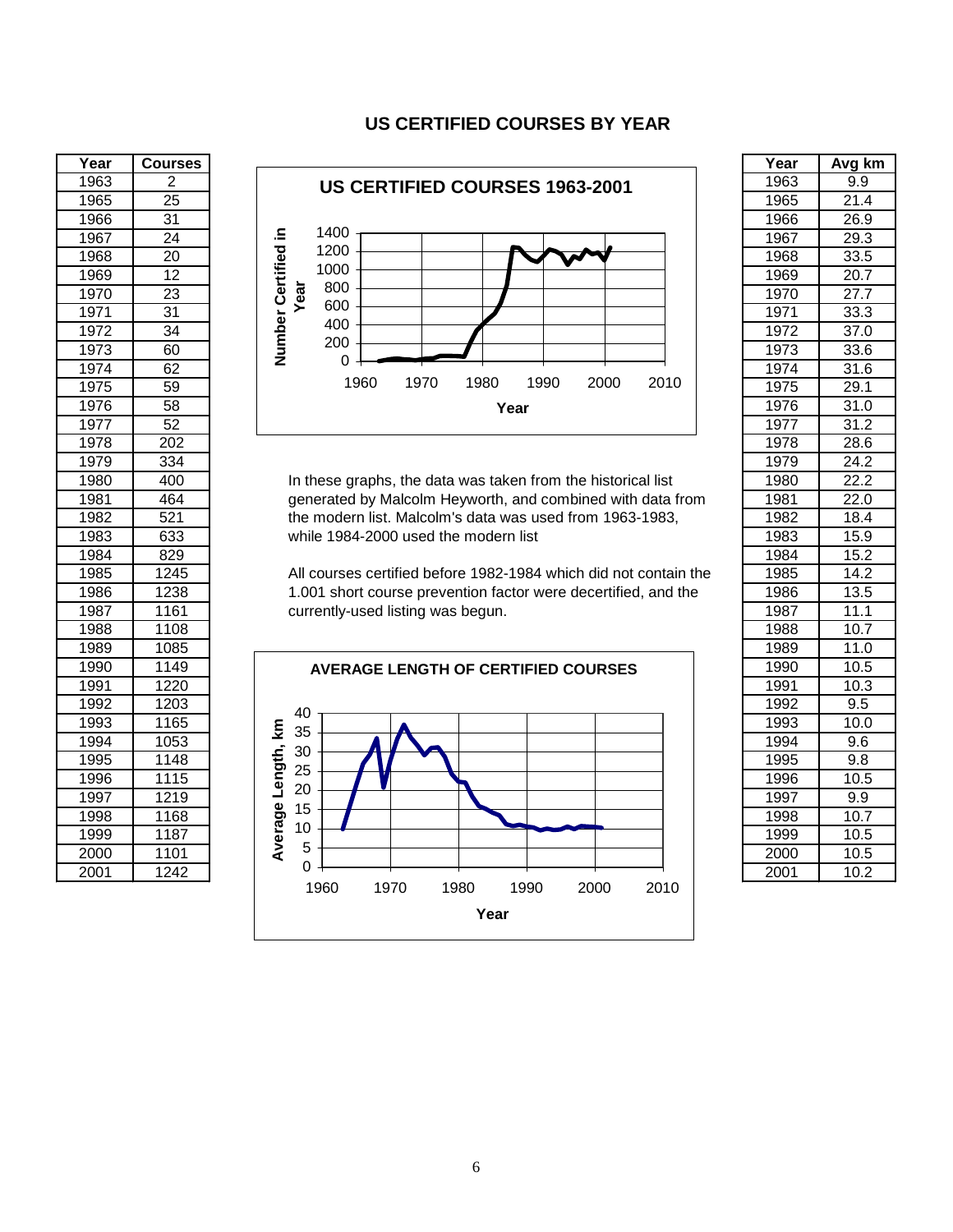# US CERTIFIED COURSES BY YEAR

| Year | Courses |
|---|---|
| 1963 | 2 |
| 1965 | 25 |
| 1966 | 31 |
| 1967 | 24 |
| 1968 | 20 |
| 1969 | 12 |
| 1970 | 23 |
| 1971 | 31 |
| 1972 | 34 |
| 1973 | 60 |
| 1974 | 62 |
| 1975 | 59 |
| 1976 | 58 |
| 1977 | 52 |
| 1978 | 202 |
| 1979 | 334 |
| 1980 | 400 |
| 1981 | 464 |
| 1982 | 521 |
| 1983 | 633 |
| 1984 | 829 |
| 1985 | 1245 |
| 1986 | 1238 |
| 1987 | 1161 |
| 1988 | 1108 |
| 1989 | 1085 |
| 1990 | 1149 |
| 1991 | 1220 |
| 1992 | 1203 |
| 1993 | 1165 |
| 1994 | 1053 |
| 1995 | 1148 |
| 1996 | 1115 |
| 1997 | 1219 |
| 1998 | 1168 |
| 1999 | 1187 |
| 2000 | 1101 |
| 2001 | 1242 |

**US CERTIFIED COURSES 1963-2001**

In these graphs, the data was taken from the historical list generated by Malcolm Heyworth, and combined with data from the modern list. Malcolm's data was used from 1963-1983, while 1984-2000 used the modern list

All courses certified before 1982-1984 which did not contain the 1.001 short course prevention factor were decertified, and the currently-used listing was begun.

**AVERAGE LENGTH OF CERTIFIED COURSES**

| Year | Avg km |
|---|---|
| 1963 | 9.9 |
| 1965 | 21.4 |
| 1966 | 26.9 |
| 1967 | 29.3 |
| 1968 | 33.5 |
| 1969 | 20.7 |
| 1970 | 27.7 |
| 1971 | 33.3 |
| 1972 | 37.0 |
| 1973 | 33.6 |
| 1974 | 31.6 |
| 1975 | 29.1 |
| 1976 | 31.0 |
| 1977 | 31.2 |
| 1978 | 28.6 |
| 1979 | 24.2 |
| 1980 | 22.2 |
| 1981 | 22.0 |
| 1982 | 18.4 |
| 1983 | 15.9 |
| 1984 | 15.2 |
| 1985 | 14.2 |
| 1986 | 13.5 |
| 1987 | 11.1 |
| 1988 | 10.7 |
| 1989 | 11.0 |
| 1990 | 10.5 |
| 1991 | 10.3 |
| 1992 | 9.5 |
| 1993 | 10.0 |
| 1994 | 9.6 |
| 1995 | 9.8 |
| 1996 | 10.5 |
| 1997 | 9.9 |
| 1998 | 10.7 |
| 1999 | 10.5 |
| 2000 | 10.5 |
| 2001 | 10.2 |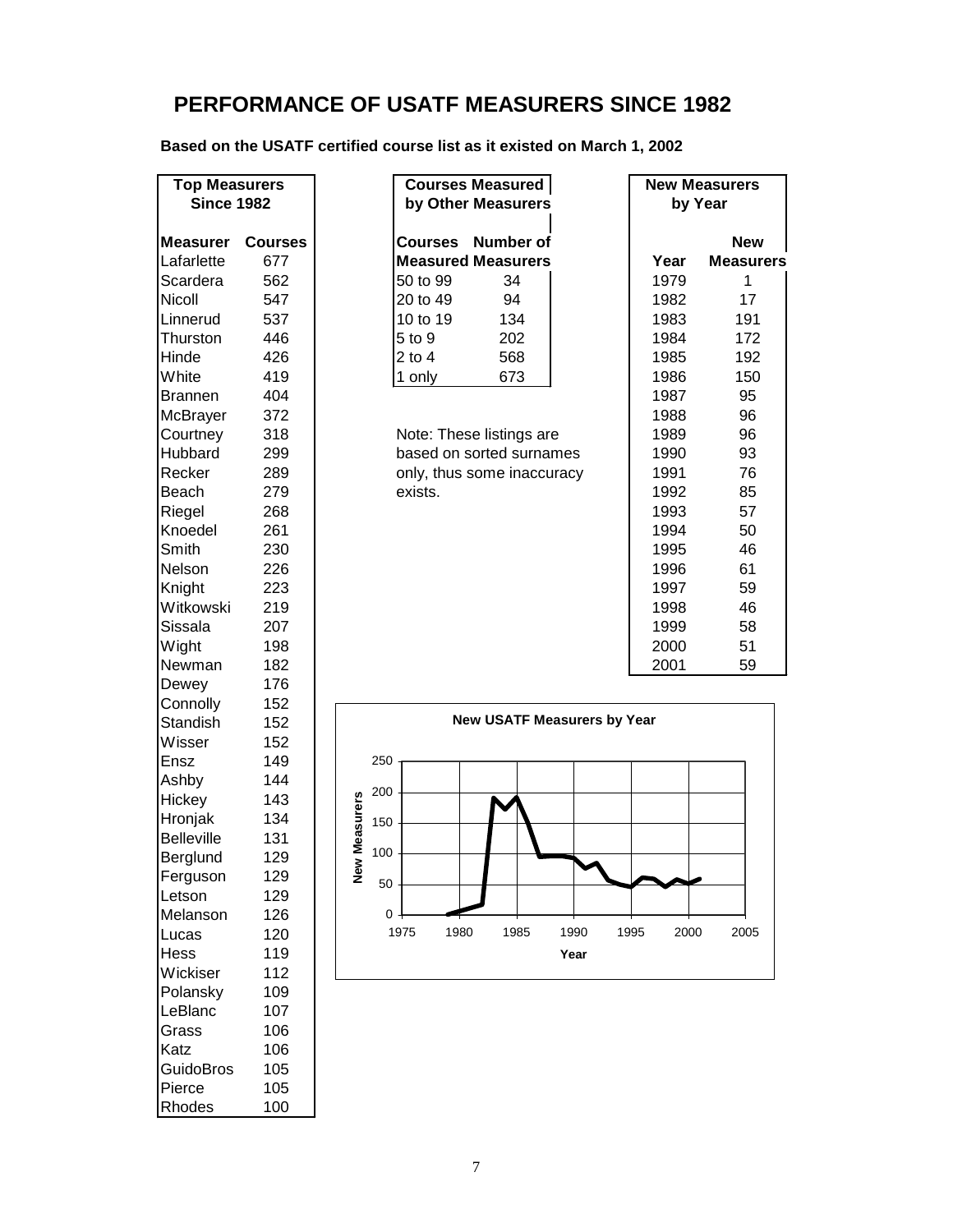# PERFORMANCE OF USATF MEASURERS SINCE 1982

**Based on the USATF certified course list as it existed on March 1, 2002**

**Top Measurers Since 1982**

| Measurer | Courses |
|---|---|
| Lafarlette | 677 |
| Scardera | 562 |
| Nicoll | 547 |
| Linnerud | 537 |
| Thurston | 446 |
| Hinde | 426 |
| White | 419 |
| Brannen | 404 |
| McBrayer | 372 |
| Courtney | 318 |
| Hubbard | 299 |
| Recker | 289 |
| Beach | 279 |
| Riegel | 268 |
| Knoedel | 261 |
| Smith | 230 |
| Nelson | 226 |
| Knight | 223 |
| Witkowski | 219 |
| Sissala | 207 |
| Wight | 198 |
| Newman | 182 |
| Dewey | 176 |
| Connolly | 152 |
| Standish | 152 |
| Wisser | 152 |
| Ensz | 149 |
| Ashby | 144 |
| Hickey | 143 |
| Hronjak | 134 |
| Belleville | 131 |
| Berglund | 129 |
| Ferguson | 129 |
| Letson | 129 |
| Melanson | 126 |
| Lucas | 120 |
| Hess | 119 |
| Wickiser | 112 |
| Polansky | 109 |
| LeBlanc | 107 |
| Grass | 106 |
| Katz | 106 |
| GuidoBros | 105 |
| Pierce | 105 |
| Rhodes | 100 |

**Courses Measured by Other Measurers**

| Courses Measured | Number of Measurers |
|---|---|
| 50 to 99 | 34 |
| 20 to 49 | 94 |
| 10 to 19 | 134 |
| 5 to 9 | 202 |
| 2 to 4 | 568 |
| 1 only | 673 |

Note: These listings are based on sorted surnames only, thus some inaccuracy exists.

**New Measurers by Year**

| Year | New Measurers |
|---|---|
| 1979 | 1 |
| 1982 | 17 |
| 1983 | 191 |
| 1984 | 172 |
| 1985 | 192 |
| 1986 | 150 |
| 1987 | 95 |
| 1988 | 96 |
| 1989 | 96 |
| 1990 | 93 |
| 1991 | 76 |
| 1992 | 85 |
| 1993 | 57 |
| 1994 | 50 |
| 1995 | 46 |
| 1996 | 61 |
| 1997 | 59 |
| 1998 | 46 |
| 1999 | 58 |
| 2000 | 51 |
| 2001 | 59 |

**New USATF Measurers by Year**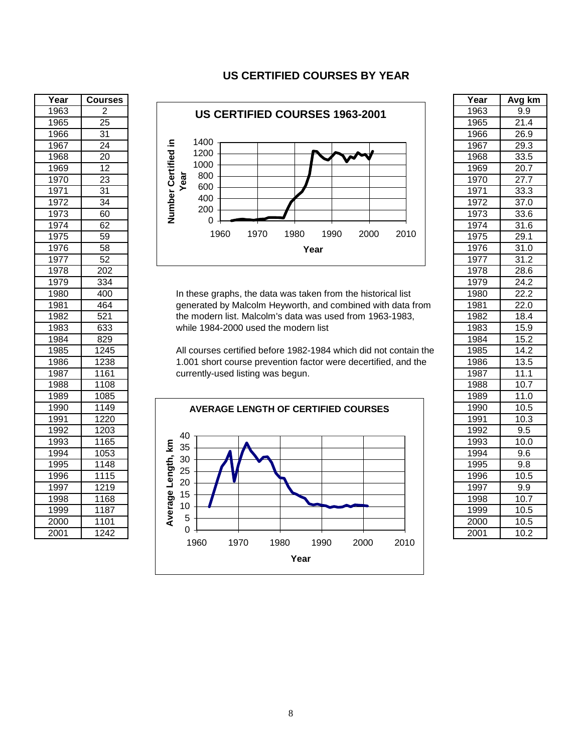# US CERTIFIED COURSES BY YEAR

| Year | Courses |
|---|---|
| 1963 | 2 |
| 1965 | 25 |
| 1966 | 31 |
| 1967 | 24 |
| 1968 | 20 |
| 1969 | 12 |
| 1970 | 23 |
| 1971 | 31 |
| 1972 | 34 |
| 1973 | 60 |
| 1974 | 62 |
| 1975 | 59 |
| 1976 | 58 |
| 1977 | 52 |
| 1978 | 202 |
| 1979 | 334 |
| 1980 | 400 |
| 1981 | 464 |
| 1982 | 521 |
| 1983 | 633 |
| 1984 | 829 |
| 1985 | 1245 |
| 1986 | 1238 |
| 1987 | 1161 |
| 1988 | 1108 |
| 1989 | 1085 |
| 1990 | 1149 |
| 1991 | 1220 |
| 1992 | 1203 |
| 1993 | 1165 |
| 1994 | 1053 |
| 1995 | 1148 |
| 1996 | 1115 |
| 1997 | 1219 |
| 1998 | 1168 |
| 1999 | 1187 |
| 2000 | 1101 |
| 2001 | 1242 |

**US CERTIFIED COURSES 1963-2001**

In these graphs, the data was taken from the historical list generated by Malcolm Heyworth, and combined with data from the modern list. Malcolm's data was used from 1963-1983, while 1984-2000 used the modern list

All courses certified before 1982-1984 which did not contain the 1.001 short course prevention factor were decertified, and the currently-used listing was begun.

**AVERAGE LENGTH OF CERTIFIED COURSES**

| Year | Avg km |
|---|---|
| 1963 | 9.9 |
| 1965 | 21.4 |
| 1966 | 26.9 |
| 1967 | 29.3 |
| 1968 | 33.5 |
| 1969 | 20.7 |
| 1970 | 27.7 |
| 1971 | 33.3 |
| 1972 | 37.0 |
| 1973 | 33.6 |
| 1974 | 31.6 |
| 1975 | 29.1 |
| 1976 | 31.0 |
| 1977 | 31.2 |
| 1978 | 28.6 |
| 1979 | 24.2 |
| 1980 | 22.2 |
| 1981 | 22.0 |
| 1982 | 18.4 |
| 1983 | 15.9 |
| 1984 | 15.2 |
| 1985 | 14.2 |
| 1986 | 13.5 |
| 1987 | 11.1 |
| 1988 | 10.7 |
| 1989 | 11.0 |
| 1990 | 10.5 |
| 1991 | 10.3 |
| 1992 | 9.5 |
| 1993 | 10.0 |
| 1994 | 9.6 |
| 1995 | 9.8 |
| 1996 | 10.5 |
| 1997 | 9.9 |
| 1998 | 10.7 |
| 1999 | 10.5 |
| 2000 | 10.5 |
| 2001 | 10.2 |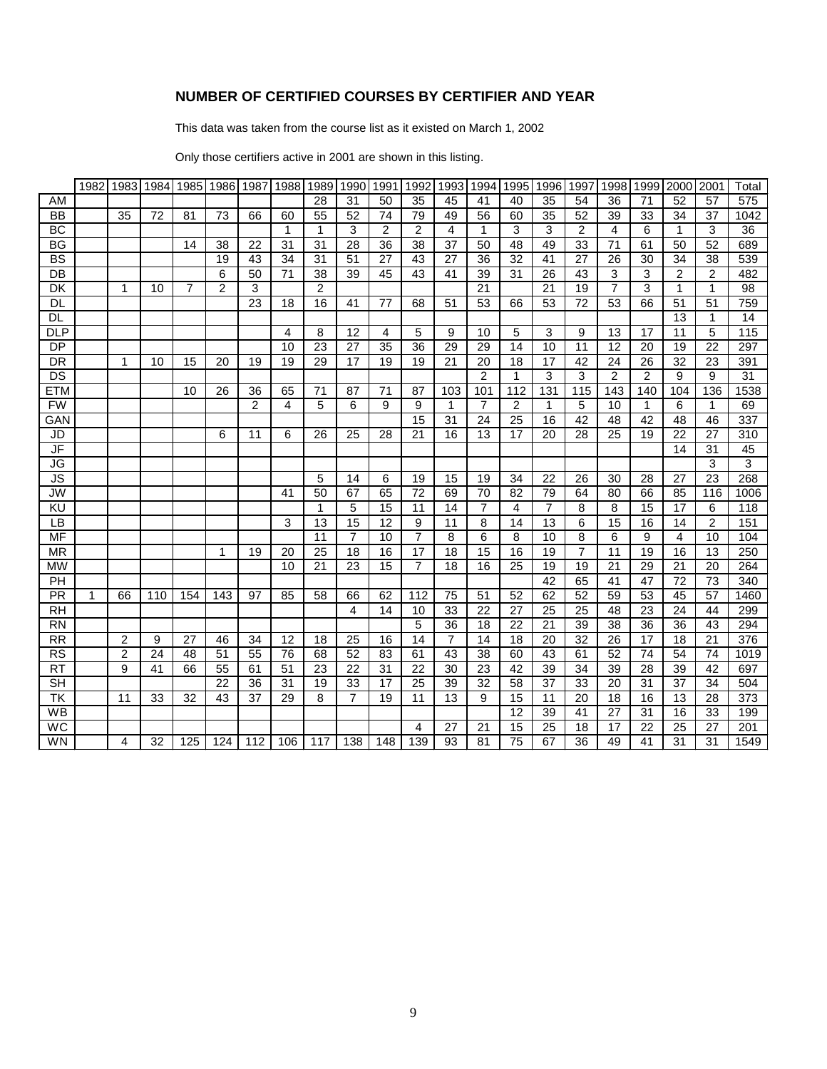## NUMBER OF CERTIFIED COURSES BY CERTIFIER AND YEAR

This data was taken from the course list as it existed on March 1, 2002

Only those certifiers active in 2001 are shown in this listing.

| | 1982 | 1983 | 1984 | 1985 | 1986 | 1987 | 1988 | 1989 | 1990 | 1991 | 1992 | 1993 | 1994 | 1995 | 1996 | 1997 | 1998 | 1999 | 2000 | 2001 | Total |
|---|---|---|---|---|---|---|---|---|---|---|---|---|---|---|---|---|---|---|---|---|---|
| AM | | | | | | | | 28 | 31 | 50 | 35 | 45 | 41 | 40 | 35 | 54 | 36 | 71 | 52 | 57 | 575 |
| BB | | 35 | 72 | 81 | 73 | 66 | 60 | 55 | 52 | 74 | 79 | 49 | 56 | 60 | 35 | 52 | 39 | 33 | 34 | 37 | 1042 |
| BC | | | | | | | 1 | 1 | 3 | 2 | 2 | 4 | 1 | 3 | 3 | 2 | 4 | 6 | 1 | 3 | 36 |
| BG | | | | 14 | 38 | 22 | 31 | 31 | 28 | 36 | 38 | 37 | 50 | 48 | 49 | 33 | 71 | 61 | 50 | 52 | 689 |
| BS | | | | | 19 | 43 | 34 | 31 | 51 | 27 | 43 | 27 | 36 | 32 | 41 | 27 | 26 | 30 | 34 | 38 | 539 |
| DB | | | | | 6 | 50 | 71 | 38 | 39 | 45 | 43 | 41 | 39 | 31 | 26 | 43 | 3 | 3 | 2 | 2 | 482 |
| DK | | 1 | 10 | 7 | 2 | 3 | | 2 | | | | | 21 | | 21 | 19 | 7 | 3 | 1 | 1 | 98 |
| DL | | | | | | 23 | 18 | 16 | 41 | 77 | 68 | 51 | 53 | 66 | 53 | 72 | 53 | 66 | 51 | 51 | 759 |
| DL | | | | | | | | | | | | | | | | | | | 13 | 1 | 14 |
| DLP | | | | | | | 4 | 8 | 12 | 4 | 5 | 9 | 10 | 5 | 3 | 9 | 13 | 17 | 11 | 5 | 115 |
| DP | | | | | | | 10 | 23 | 27 | 35 | 36 | 29 | 29 | 14 | 10 | 11 | 12 | 20 | 19 | 22 | 297 |
| DR | | 1 | 10 | 15 | 20 | 19 | 19 | 29 | 17 | 19 | 19 | 21 | 20 | 18 | 17 | 42 | 24 | 26 | 32 | 23 | 391 |
| DS | | | | | | | | | | | | | 2 | 1 | 3 | 3 | 2 | 2 | 9 | 9 | 31 |
| ETM | | | | 10 | 26 | 36 | 65 | 71 | 87 | 71 | 87 | 103 | 101 | 112 | 131 | 115 | 143 | 140 | 104 | 136 | 1538 |
| FW | | | | | | 2 | 4 | 5 | 6 | 9 | 9 | 1 | 7 | 2 | 1 | 5 | 10 | 1 | 6 | 1 | 69 |
| GAN | | | | | | | | | | | 15 | 31 | 24 | 25 | 16 | 42 | 48 | 42 | 48 | 46 | 337 |
| JD | | | | | 6 | 11 | 6 | 26 | 25 | 28 | 21 | 16 | 13 | 17 | 20 | 28 | 25 | 19 | 22 | 27 | 310 |
| JF | | | | | | | | | | | | | | | | | | | 14 | 31 | 45 |
| JG | | | | | | | | | | | | | | | | | | | | 3 | 3 |
| JS | | | | | | | | 5 | 14 | 6 | 19 | 15 | 19 | 34 | 22 | 26 | 30 | 28 | 27 | 23 | 268 |
| JW | | | | | | | 41 | 50 | 67 | 65 | 72 | 69 | 70 | 82 | 79 | 64 | 80 | 66 | 85 | 116 | 1006 |
| KU | | | | | | | | 1 | 5 | 15 | 11 | 14 | 7 | 4 | 7 | 8 | 8 | 15 | 17 | 6 | 118 |
| LB | | | | | | | 3 | 13 | 15 | 12 | 9 | 11 | 8 | 14 | 13 | 6 | 15 | 16 | 14 | 2 | 151 |
| MF | | | | | | | | 11 | 7 | 10 | 7 | 8 | 6 | 8 | 10 | 8 | 6 | 9 | 4 | 10 | 104 |
| MR | | | | | 1 | 19 | 20 | 25 | 18 | 16 | 17 | 18 | 15 | 16 | 19 | 7 | 11 | 19 | 16 | 13 | 250 |
| MW | | | | | | | 10 | 21 | 23 | 15 | 7 | 18 | 16 | 25 | 19 | 19 | 21 | 29 | 21 | 20 | 264 |
| PH | | | | | | | | | | | | | | | 42 | 65 | 41 | 47 | 72 | 73 | 340 |
| PR | 1 | 66 | 110 | 154 | 143 | 97 | 85 | 58 | 66 | 62 | 112 | 75 | 51 | 52 | 62 | 52 | 59 | 53 | 45 | 57 | 1460 |
| RH | | | | | | | | | 4 | 14 | 10 | 33 | 22 | 27 | 25 | 25 | 48 | 23 | 24 | 44 | 299 |
| RN | | | | | | | | | | | 5 | 36 | 18 | 22 | 21 | 39 | 38 | 36 | 36 | 43 | 294 |
| RR | | 2 | 9 | 27 | 46 | 34 | 12 | 18 | 25 | 16 | 14 | 7 | 14 | 18 | 20 | 32 | 26 | 17 | 18 | 21 | 376 |
| RS | | 2 | 24 | 48 | 51 | 55 | 76 | 68 | 52 | 83 | 61 | 43 | 38 | 60 | 43 | 61 | 52 | 74 | 54 | 74 | 1019 |
| RT | | 9 | 41 | 66 | 55 | 61 | 51 | 23 | 22 | 31 | 22 | 30 | 23 | 42 | 39 | 34 | 39 | 28 | 39 | 42 | 697 |
| SH | | | | | 22 | 36 | 31 | 19 | 33 | 17 | 25 | 39 | 32 | 58 | 37 | 33 | 20 | 31 | 37 | 34 | 504 |
| TK | | 11 | 33 | 32 | 43 | 37 | 29 | 8 | 7 | 19 | 11 | 13 | 9 | 15 | 11 | 20 | 18 | 16 | 13 | 28 | 373 |
| WB | | | | | | | | | | | | | | 12 | 39 | 41 | 27 | 31 | 16 | 33 | 199 |
| WC | | | | | | | | | | | 4 | 27 | 21 | 15 | 25 | 18 | 17 | 22 | 25 | 27 | 201 |
| WN | | 4 | 32 | 125 | 124 | 112 | 106 | 117 | 138 | 148 | 139 | 93 | 81 | 75 | 67 | 36 | 49 | 41 | 31 | 31 | 1549 |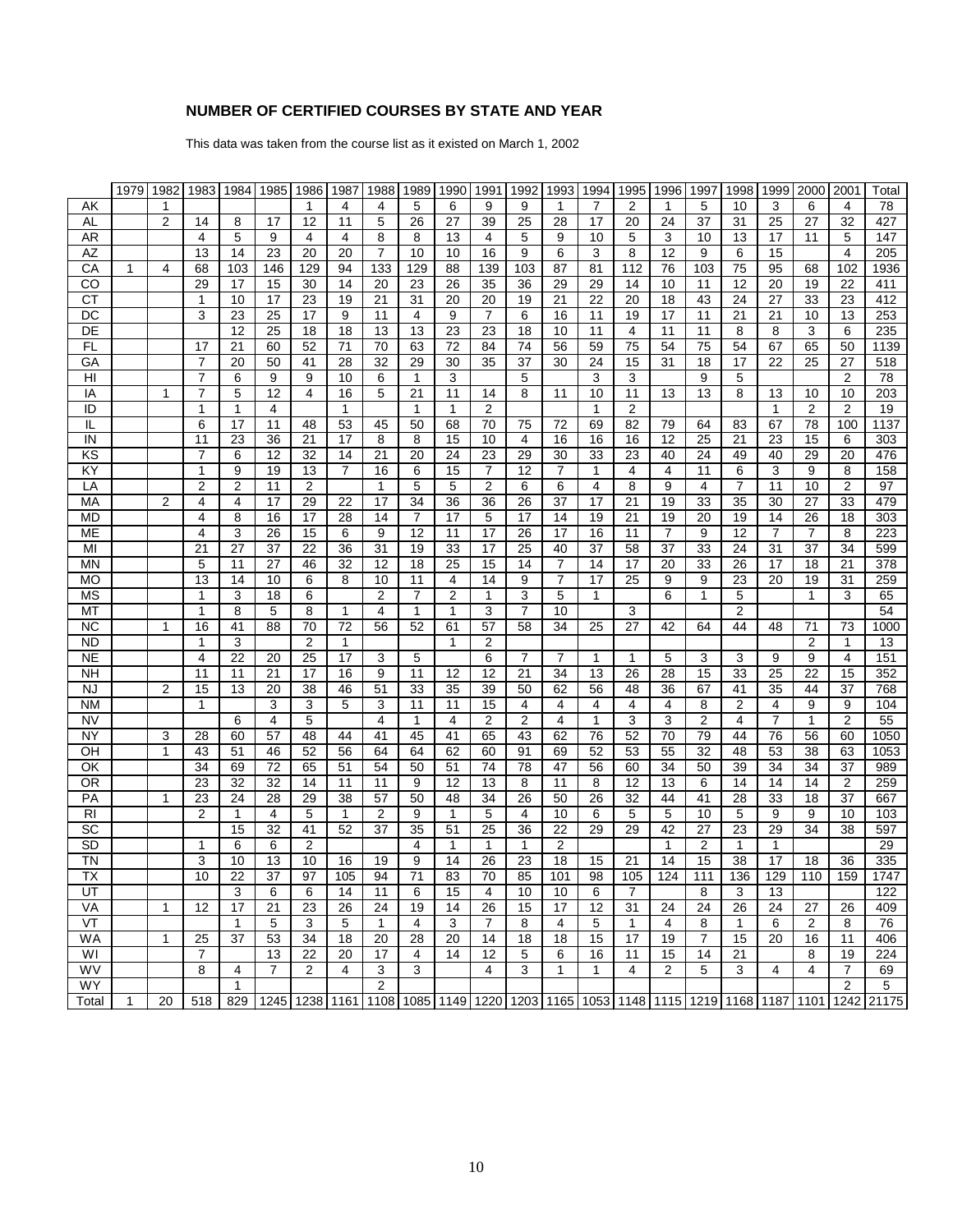## NUMBER OF CERTIFIED COURSES BY STATE AND YEAR

This data was taken from the course list as it existed on March 1, 2002

| | 1979 | 1982 | 1983 | 1984 | 1985 | 1986 | 1987 | 1988 | 1989 | 1990 | 1991 | 1992 | 1993 | 1994 | 1995 | 1996 | 1997 | 1998 | 1999 | 2000 | 2001 | Total |
|---|---|---|---|---|---|---|---|---|---|---|---|---|---|---|---|---|---|---|---|---|---|---|
| AK | | 1 | | | | 1 | 4 | 4 | 5 | 6 | 9 | 9 | 1 | 7 | 2 | 1 | 5 | 10 | 3 | 6 | 4 | 78 |
| AL | | 2 | 14 | 8 | 17 | 12 | 11 | 5 | 26 | 27 | 39 | 25 | 28 | 17 | 20 | 24 | 37 | 31 | 25 | 27 | 32 | 427 |
| AR | | | 4 | 5 | 9 | 4 | 4 | 8 | 8 | 13 | 4 | 5 | 9 | 10 | 5 | 3 | 10 | 13 | 17 | 11 | 5 | 147 |
| AZ | | | 13 | 14 | 23 | 20 | 20 | 7 | 10 | 10 | 16 | 9 | 6 | 3 | 8 | 12 | 9 | 6 | 15 | | 4 | 205 |
| CA | 1 | 4 | 68 | 103 | 146 | 129 | 94 | 133 | 129 | 88 | 139 | 103 | 87 | 81 | 112 | 76 | 103 | 75 | 95 | 68 | 102 | 1936 |
| CO | | | 29 | 17 | 15 | 30 | 14 | 20 | 23 | 26 | 35 | 36 | 29 | 29 | 14 | 10 | 11 | 12 | 20 | 19 | 22 | 411 |
| CT | | | 1 | 10 | 17 | 23 | 19 | 21 | 31 | 20 | 20 | 19 | 21 | 22 | 20 | 18 | 43 | 24 | 27 | 33 | 23 | 412 |
| DC | | | 3 | 23 | 25 | 17 | 9 | 11 | 4 | 9 | 7 | 6 | 16 | 11 | 19 | 17 | 11 | 21 | 21 | 10 | 13 | 253 |
| DE | | | | 12 | 25 | 18 | 18 | 13 | 13 | 23 | 23 | 18 | 10 | 11 | 4 | 11 | 11 | 8 | 8 | 3 | 6 | 235 |
| FL | | | 17 | 21 | 60 | 52 | 71 | 70 | 63 | 72 | 84 | 74 | 56 | 59 | 75 | 54 | 75 | 54 | 67 | 65 | 50 | 1139 |
| GA | | | 7 | 20 | 50 | 41 | 28 | 32 | 29 | 30 | 35 | 37 | 30 | 24 | 15 | 31 | 18 | 17 | 22 | 25 | 27 | 518 |
| HI | | | 7 | 6 | 9 | 9 | 10 | 6 | 1 | 3 | | 5 | | 3 | 3 | | 9 | 5 | | | 2 | 78 |
| IA | | 1 | 7 | 5 | 12 | 4 | 16 | 5 | 21 | 11 | 14 | 8 | 11 | 10 | 11 | 13 | 13 | 8 | 13 | 10 | 10 | 203 |
| ID | | | 1 | 1 | 4 | | 1 | | 1 | 1 | 2 | | | 1 | 2 | | | | 1 | 2 | 2 | 19 |
| IL | | | 6 | 17 | 11 | 48 | 53 | 45 | 50 | 68 | 70 | 75 | 72 | 69 | 82 | 79 | 64 | 83 | 67 | 78 | 100 | 1137 |
| IN | | | 11 | 23 | 36 | 21 | 17 | 8 | 8 | 15 | 10 | 4 | 16 | 16 | 16 | 12 | 25 | 21 | 23 | 15 | 6 | 303 |
| KS | | | 7 | 6 | 12 | 32 | 14 | 21 | 20 | 24 | 23 | 29 | 30 | 33 | 23 | 40 | 24 | 49 | 40 | 29 | 20 | 476 |
| KY | | | 1 | 9 | 19 | 13 | 7 | 16 | 6 | 15 | 7 | 12 | 7 | 1 | 4 | 4 | 11 | 6 | 3 | 9 | 8 | 158 |
| LA | | | 2 | 2 | 11 | 2 | | 1 | 5 | 5 | 2 | 6 | 6 | 4 | 8 | 9 | 4 | 7 | 11 | 10 | 2 | 97 |
| MA | | 2 | 4 | 4 | 17 | 29 | 22 | 17 | 34 | 36 | 36 | 26 | 37 | 17 | 21 | 19 | 33 | 35 | 30 | 27 | 33 | 479 |
| MD | | | 4 | 8 | 16 | 17 | 28 | 14 | 7 | 17 | 5 | 17 | 14 | 19 | 21 | 19 | 20 | 19 | 14 | 26 | 18 | 303 |
| ME | | | 4 | 3 | 26 | 15 | 6 | 9 | 12 | 11 | 17 | 26 | 17 | 16 | 11 | 7 | 9 | 12 | 7 | 7 | 8 | 223 |
| MI | | | 21 | 27 | 37 | 22 | 36 | 31 | 19 | 33 | 17 | 25 | 40 | 37 | 58 | 37 | 33 | 24 | 31 | 37 | 34 | 599 |
| MN | | | 5 | 11 | 27 | 46 | 32 | 12 | 18 | 25 | 15 | 14 | 7 | 14 | 17 | 20 | 33 | 26 | 17 | 18 | 21 | 378 |
| MO | | | 13 | 14 | 10 | 6 | 8 | 10 | 11 | 4 | 14 | 9 | 7 | 17 | 25 | 9 | 9 | 23 | 20 | 19 | 31 | 259 |
| MS | | | 1 | 3 | 18 | 6 | | 2 | 7 | 2 | 1 | 3 | 5 | 1 | | 6 | 1 | 5 | | 1 | 3 | 65 |
| MT | | | 1 | 8 | 5 | 8 | 1 | 4 | 1 | 1 | 3 | 7 | 10 | | 3 | | | 2 | | | | 54 |
| NC | | 1 | 16 | 41 | 88 | 70 | 72 | 56 | 52 | 61 | 57 | 58 | 34 | 25 | 27 | 42 | 64 | 44 | 48 | 71 | 73 | 1000 |
| ND | | | 1 | 3 | | 2 | 1 | | | 1 | 2 | | | | | | | | | 2 | 1 | 13 |
| NE | | | 4 | 22 | 20 | 25 | 17 | 3 | 5 | | 6 | 7 | 7 | 1 | 1 | 5 | 3 | 3 | 9 | 9 | 4 | 151 |
| NH | | | 11 | 11 | 21 | 17 | 16 | 9 | 11 | 12 | 12 | 21 | 34 | 13 | 26 | 28 | 15 | 33 | 25 | 22 | 15 | 352 |
| NJ | | 2 | 15 | 13 | 20 | 38 | 46 | 51 | 33 | 35 | 39 | 50 | 62 | 56 | 48 | 36 | 67 | 41 | 35 | 44 | 37 | 768 |
| NM | | | 1 | | 3 | 3 | 5 | 3 | 11 | 11 | 15 | 4 | 4 | 4 | 4 | 4 | 8 | 2 | 4 | 9 | 9 | 104 |
| NV | | | | 6 | 4 | 5 | | 4 | 1 | 4 | 2 | 2 | 4 | 1 | 3 | 3 | 2 | 4 | 7 | 1 | 2 | 55 |
| NY | | 3 | 28 | 60 | 57 | 48 | 44 | 41 | 45 | 41 | 65 | 43 | 62 | 76 | 52 | 70 | 79 | 44 | 76 | 56 | 60 | 1050 |
| OH | | 1 | 43 | 51 | 46 | 52 | 56 | 64 | 64 | 62 | 60 | 91 | 69 | 52 | 53 | 55 | 32 | 48 | 53 | 38 | 63 | 1053 |
| OK | | | 34 | 69 | 72 | 65 | 51 | 54 | 50 | 51 | 74 | 78 | 47 | 56 | 60 | 34 | 50 | 39 | 34 | 34 | 37 | 989 |
| OR | | | 23 | 32 | 32 | 14 | 11 | 11 | 9 | 12 | 13 | 8 | 11 | 8 | 12 | 13 | 6 | 14 | 14 | 14 | 2 | 259 |
| PA | | 1 | 23 | 24 | 28 | 29 | 38 | 57 | 50 | 48 | 34 | 26 | 50 | 26 | 32 | 44 | 41 | 28 | 33 | 18 | 37 | 667 |
| RI | | | 2 | 1 | 4 | 5 | 1 | 2 | 9 | 1 | 5 | 4 | 10 | 6 | 5 | 5 | 10 | 5 | 9 | 9 | 10 | 103 |
| SC | | | | 15 | 32 | 41 | 52 | 37 | 35 | 51 | 25 | 36 | 22 | 29 | 29 | 42 | 27 | 23 | 29 | 34 | 38 | 597 |
| SD | | | 1 | 6 | 6 | 2 | | | 4 | 1 | 1 | 1 | 2 | | | 1 | 2 | 1 | 1 | | | 29 |
| TN | | | 3 | 10 | 13 | 10 | 16 | 19 | 9 | 14 | 26 | 23 | 18 | 15 | 21 | 14 | 15 | 38 | 17 | 18 | 36 | 335 |
| TX | | | 10 | 22 | 37 | 97 | 105 | 94 | 71 | 83 | 70 | 85 | 101 | 98 | 105 | 124 | 111 | 136 | 129 | 110 | 159 | 1747 |
| UT | | | | 3 | 6 | 6 | 14 | 11 | 6 | 15 | 4 | 10 | 10 | 6 | 7 | | 8 | 3 | 13 | | | 122 |
| VA | | 1 | 12 | 17 | 21 | 23 | 26 | 24 | 19 | 14 | 26 | 15 | 17 | 12 | 31 | 24 | 24 | 26 | 24 | 27 | 26 | 409 |
| VT | | | | 1 | 5 | 3 | 5 | 1 | 4 | 3 | 7 | 8 | 4 | 5 | 1 | 4 | 8 | 1 | 6 | 2 | 8 | 76 |
| WA | | 1 | 25 | 37 | 53 | 34 | 18 | 20 | 28 | 20 | 14 | 18 | 18 | 15 | 17 | 19 | 7 | 15 | 20 | 16 | 11 | 406 |
| WI | | | 7 | | 13 | 22 | 20 | 17 | 4 | 14 | 12 | 5 | 6 | 16 | 11 | 15 | 14 | 21 | | 8 | 19 | 224 |
| WV | | | 8 | 4 | 7 | 2 | 4 | 3 | 3 | | 4 | 3 | 1 | 1 | 4 | 2 | 5 | 3 | 4 | 4 | 7 | 69 |
| WY | | | | 1 | | | | 2 | | | | | | | | | | | | | 2 | 5 |
| Total | 1 | 20 | 518 | 829 | 1245 | 1238 | 1161 | 1108 | 1085 | 1149 | 1220 | 1203 | 1165 | 1053 | 1148 | 1115 | 1219 | 1168 | 1187 | 1101 | 1242 | 21175 |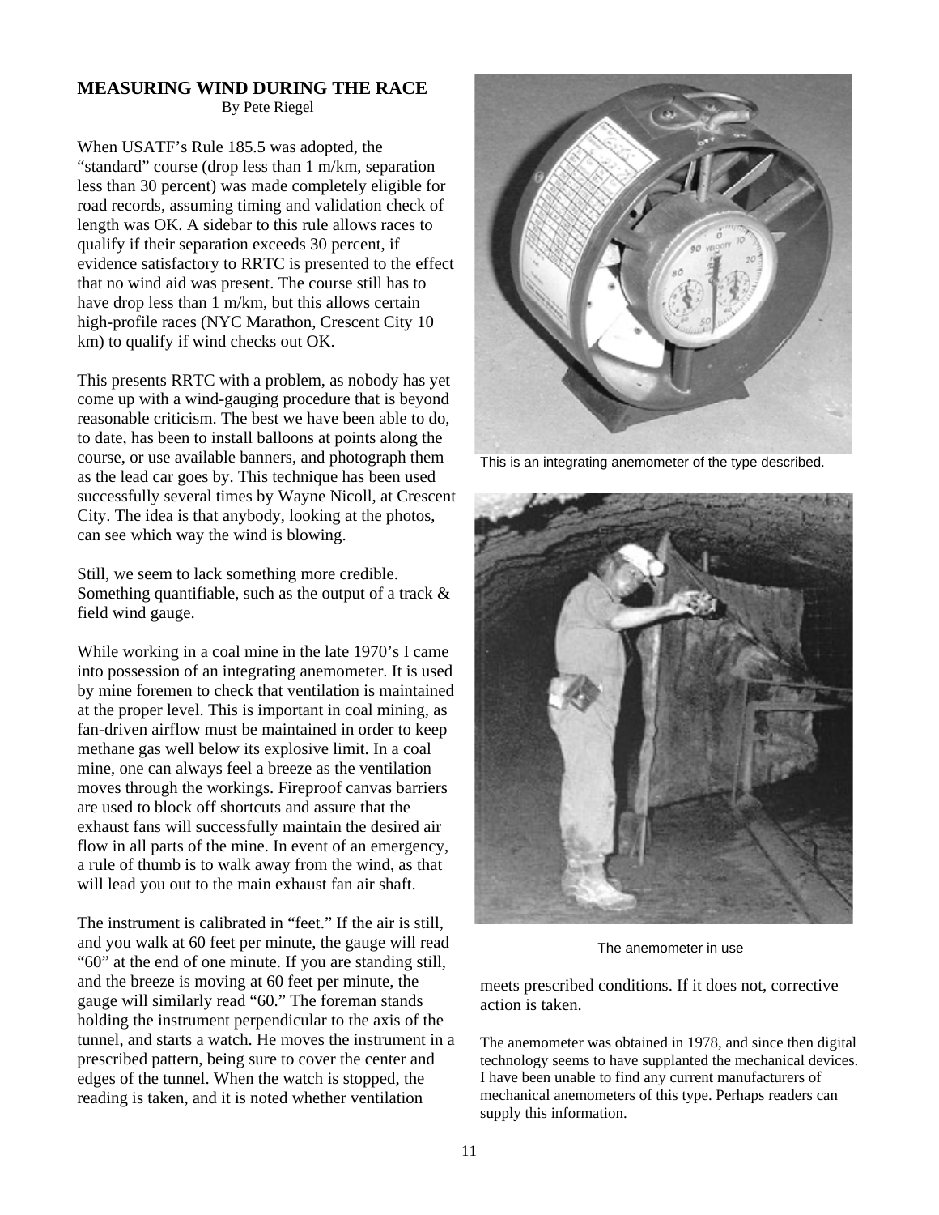## MEASURING WIND DURING THE RACE

By Pete Riegel

When USATF's Rule 185.5 was adopted, the "standard" course (drop less than 1 m/km, separation less than 30 percent) was made completely eligible for road records, assuming timing and validation check of length was OK. A sidebar to this rule allows races to qualify if their separation exceeds 30 percent, if evidence satisfactory to RRTC is presented to the effect that no wind aid was present. The course still has to have drop less than 1 m/km, but this allows certain high-profile races (NYC Marathon, Crescent City 10 km) to qualify if wind checks out OK.

This presents RRTC with a problem, as nobody has yet come up with a wind-gauging procedure that is beyond reasonable criticism. The best we have been able to do, to date, has been to install balloons at points along the course, or use available banners, and photograph them as the lead car goes by. This technique has been used successfully several times by Wayne Nicoll, at Crescent City. The idea is that anybody, looking at the photos, can see which way the wind is blowing.

Still, we seem to lack something more credible. Something quantifiable, such as the output of a track & field wind gauge.

While working in a coal mine in the late 1970's I came into possession of an integrating anemometer. It is used by mine foremen to check that ventilation is maintained at the proper level. This is important in coal mining, as fan-driven airflow must be maintained in order to keep methane gas well below its explosive limit. In a coal mine, one can always feel a breeze as the ventilation moves through the workings. Fireproof canvas barriers are used to block off shortcuts and assure that the exhaust fans will successfully maintain the desired air flow in all parts of the mine. In event of an emergency, a rule of thumb is to walk away from the wind, as that will lead you out to the main exhaust fan air shaft.

The instrument is calibrated in "feet." If the air is still, and you walk at 60 feet per minute, the gauge will read "60" at the end of one minute. If you are standing still, and the breeze is moving at 60 feet per minute, the gauge will similarly read "60." The foreman stands holding the instrument perpendicular to the axis of the tunnel, and starts a watch. He moves the instrument in a prescribed pattern, being sure to cover the center and edges of the tunnel. When the watch is stopped, the reading is taken, and it is noted whether ventilation meets prescribed conditions. If it does not, corrective action is taken.

This is an integrating anemometer of the type described.

The anemometer in use

The anemometer was obtained in 1978, and since then digital technology seems to have supplanted the mechanical devices. I have been unable to find any current manufacturers of mechanical anemometers of this type. Perhaps readers can supply this information.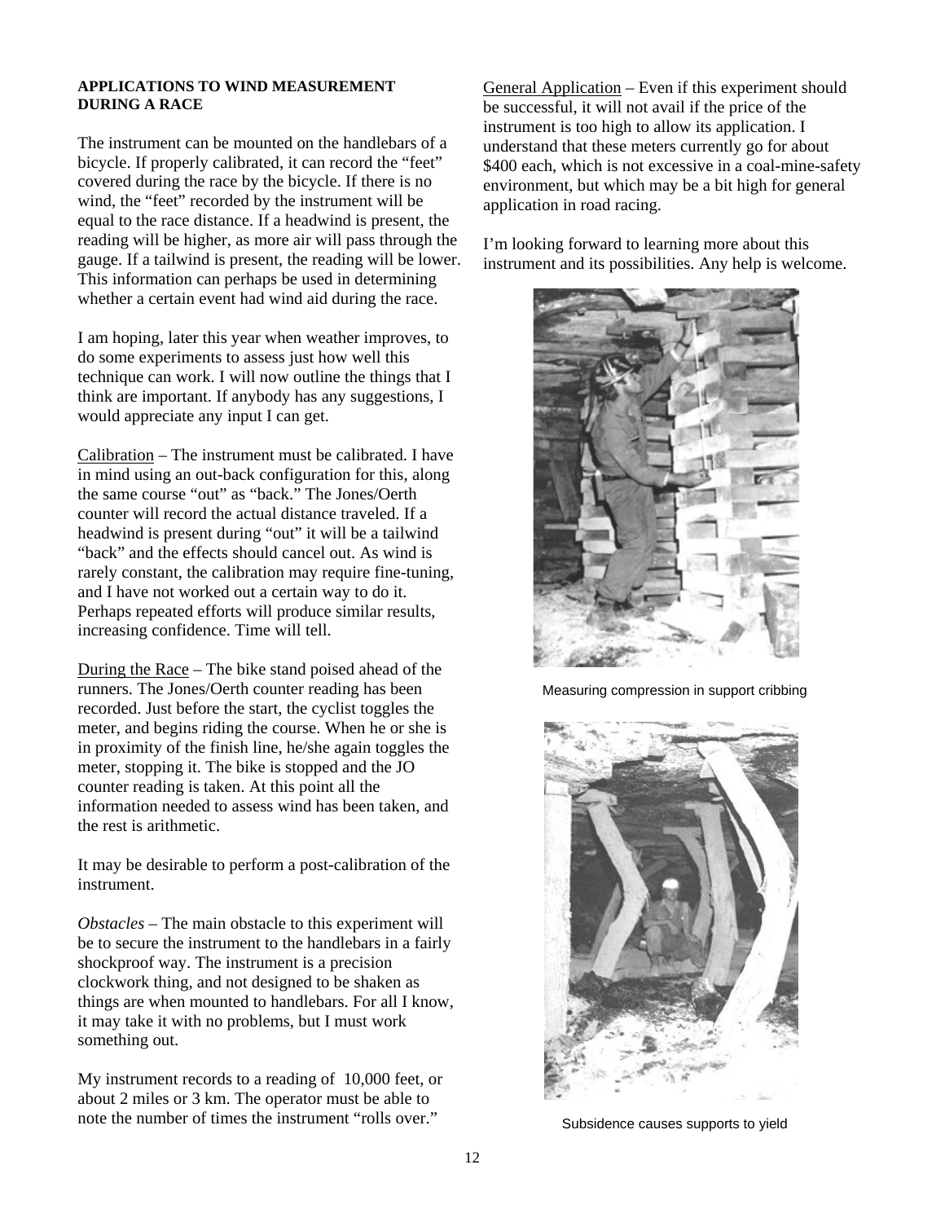**APPLICATIONS TO WIND MEASUREMENT DURING A RACE**

The instrument can be mounted on the handlebars of a bicycle. If properly calibrated, it can record the "feet" covered during the race by the bicycle. If there is no wind, the "feet" recorded by the instrument will be equal to the race distance. If a headwind is present, the reading will be higher, as more air will pass through the gauge. If a tailwind is present, the reading will be lower. This information can perhaps be used in determining whether a certain event had wind aid during the race.

I am hoping, later this year when weather improves, to do some experiments to assess just how well this technique can work. I will now outline the things that I think are important. If anybody has any suggestions, I would appreciate any input I can get.

Calibration – The instrument must be calibrated. I have in mind using an out-back configuration for this, along the same course "out" as "back." The Jones/Oerth counter will record the actual distance traveled. If a headwind is present during "out" it will be a tailwind "back" and the effects should cancel out. As wind is rarely constant, the calibration may require fine-tuning, and I have not worked out a certain way to do it. Perhaps repeated efforts will produce similar results, increasing confidence. Time will tell.

During the Race – The bike stand poised ahead of the runners. The Jones/Oerth counter reading has been recorded. Just before the start, the cyclist toggles the meter, and begins riding the course. When he or she is in proximity of the finish line, he/she again toggles the meter, stopping it. The bike is stopped and the JO counter reading is taken. At this point all the information needed to assess wind has been taken, and the rest is arithmetic.

It may be desirable to perform a post-calibration of the instrument.

*Obstacles* – The main obstacle to this experiment will be to secure the instrument to the handlebars in a fairly shockproof way. The instrument is a precision clockwork thing, and not designed to be shaken as things are when mounted to handlebars. For all I know, it may take it with no problems, but I must work something out.

My instrument records to a reading of 10,000 feet, or about 2 miles or 3 km. The operator must be able to note the number of times the instrument "rolls over."

General Application – Even if this experiment should be successful, it will not avail if the price of the instrument is too high to allow its application. I understand that these meters currently go for about $400 each, which is not excessive in a coal-mine-safety environment, but which may be a bit high for general application in road racing.

I'm looking forward to learning more about this instrument and its possibilities. Any help is welcome.

Measuring compression in support cribbing

Subsidence causes supports to yield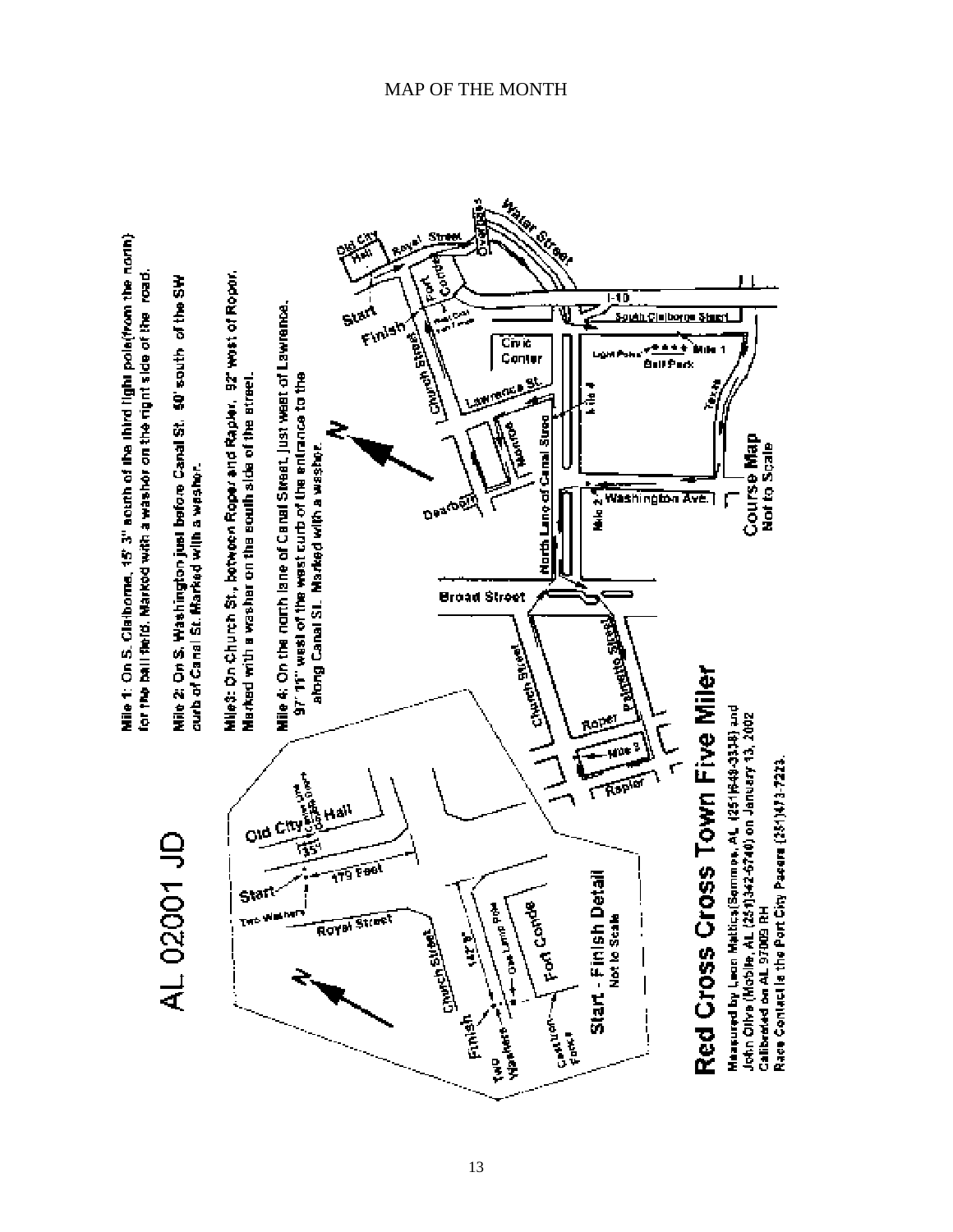# MAP OF THE MONTH

AL 02001 JD

Mile 1: On S. Claiborne, 15' 3" south of the third light pole(from the north) for the ball field. Marked with a washer on the right side of the road.

Mile 2: On S. Washington just before Canal St. 60' south of the SW curb of Canal St. Marked with a washer.

Mile3: On Church St., between Roper and Rapier. 92' west of Roper. Marked with a washer on the south side of the street.

Mile 4: On the north lane of Canal Street, just west of Lawrence. 97' 11" west of the west curb of the entrance to the along Canal St. Marked with a washer.

Course Map
Not to Scale

Start - Finish Detail
Not to Scale

## Red Cross Cross Town Five Miler

Measured by Leon Mattics(Semmes, AL (251)649-3318) and John Olive (Mobile, AL (251)342-6740) on January 13, 2002
Calibrated on AL 97009 RH
Race Contact is the Port City Pacers (251)473-7223.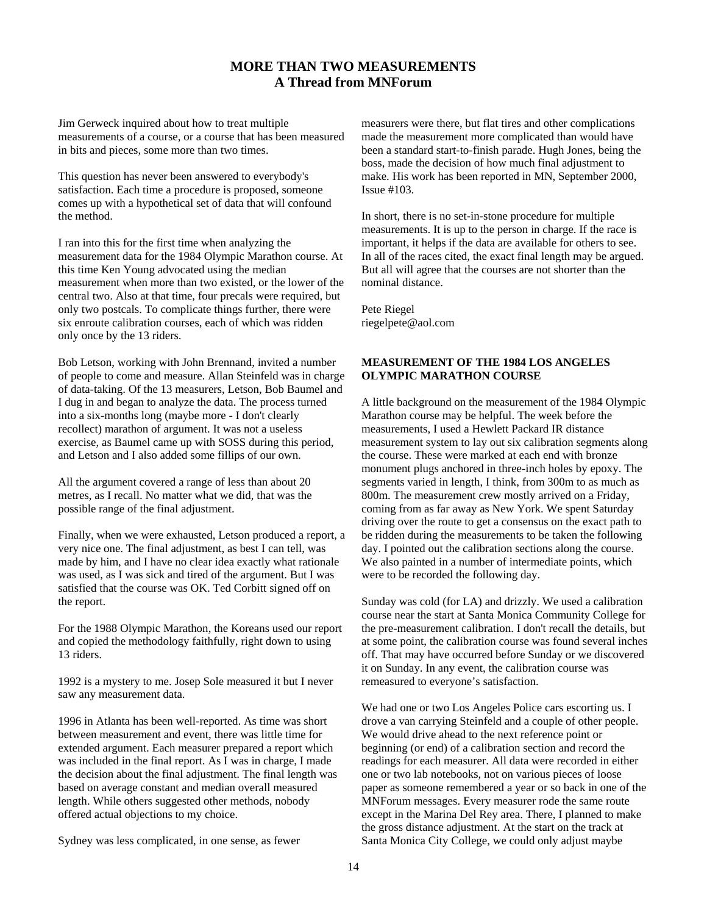# MORE THAN TWO MEASUREMENTS
## A Thread from MNForum

Jim Gerweck inquired about how to treat multiple measurements of a course, or a course that has been measured in bits and pieces, some more than two times.

This question has never been answered to everybody's satisfaction. Each time a procedure is proposed, someone comes up with a hypothetical set of data that will confound the method.

I ran into this for the first time when analyzing the measurement data for the 1984 Olympic Marathon course. At this time Ken Young advocated using the median measurement when more than two existed, or the lower of the central two. Also at that time, four precals were required, but only two postcals. To complicate things further, there were six enroute calibration courses, each of which was ridden only once by the 13 riders.

Bob Letson, working with John Brennand, invited a number of people to come and measure. Allan Steinfeld was in charge of data-taking. Of the 13 measurers, Letson, Bob Baumel and I dug in and began to analyze the data. The process turned into a six-months long (maybe more - I don't clearly recollect) marathon of argument. It was not a useless exercise, as Baumel came up with SOSS during this period, and Letson and I also added some fillips of our own.

All the argument covered a range of less than about 20 metres, as I recall. No matter what we did, that was the possible range of the final adjustment.

Finally, when we were exhausted, Letson produced a report, a very nice one. The final adjustment, as best I can tell, was made by him, and I have no clear idea exactly what rationale was used, as I was sick and tired of the argument. But I was satisfied that the course was OK. Ted Corbitt signed off on the report.

For the 1988 Olympic Marathon, the Koreans used our report and copied the methodology faithfully, right down to using 13 riders.

1992 is a mystery to me. Josep Sole measured it but I never saw any measurement data.

1996 in Atlanta has been well-reported. As time was short between measurement and event, there was little time for extended argument. Each measurer prepared a report which was included in the final report. As I was in charge, I made the decision about the final adjustment. The final length was based on average constant and median overall measured length. While others suggested other methods, nobody offered actual objections to my choice.

Sydney was less complicated, in one sense, as fewer measurers were there, but flat tires and other complications made the measurement more complicated than would have been a standard start-to-finish parade. Hugh Jones, being the boss, made the decision of how much final adjustment to make. His work has been reported in MN, September 2000, Issue #103.

In short, there is no set-in-stone procedure for multiple measurements. It is up to the person in charge. If the race is important, it helps if the data are available for others to see. In all of the races cited, the exact final length may be argued. But all will agree that the courses are not shorter than the nominal distance.

Pete Riegel
riegelpete@aol.com

### MEASUREMENT OF THE 1984 LOS ANGELES OLYMPIC MARATHON COURSE

A little background on the measurement of the 1984 Olympic Marathon course may be helpful. The week before the measurements, I used a Hewlett Packard IR distance measurement system to lay out six calibration segments along the course. These were marked at each end with bronze monument plugs anchored in three-inch holes by epoxy. The segments varied in length, I think, from 300m to as much as 800m. The measurement crew mostly arrived on a Friday, coming from as far away as New York. We spent Saturday driving over the route to get a consensus on the exact path to be ridden during the measurements to be taken the following day. I pointed out the calibration sections along the course. We also painted in a number of intermediate points, which were to be recorded the following day.

Sunday was cold (for LA) and drizzly. We used a calibration course near the start at Santa Monica Community College for the pre-measurement calibration. I don't recall the details, but at some point, the calibration course was found several inches off. That may have occurred before Sunday or we discovered it on Sunday. In any event, the calibration course was remeasured to everyone's satisfaction.

We had one or two Los Angeles Police cars escorting us. I drove a van carrying Steinfeld and a couple of other people. We would drive ahead to the next reference point or beginning (or end) of a calibration section and record the readings for each measurer. All data were recorded in either one or two lab notebooks, not on various pieces of loose paper as someone remembered a year or so back in one of the MNForum messages. Every measurer rode the same route except in the Marina Del Rey area. There, I planned to make the gross distance adjustment. At the start on the track at Santa Monica City College, we could only adjust maybe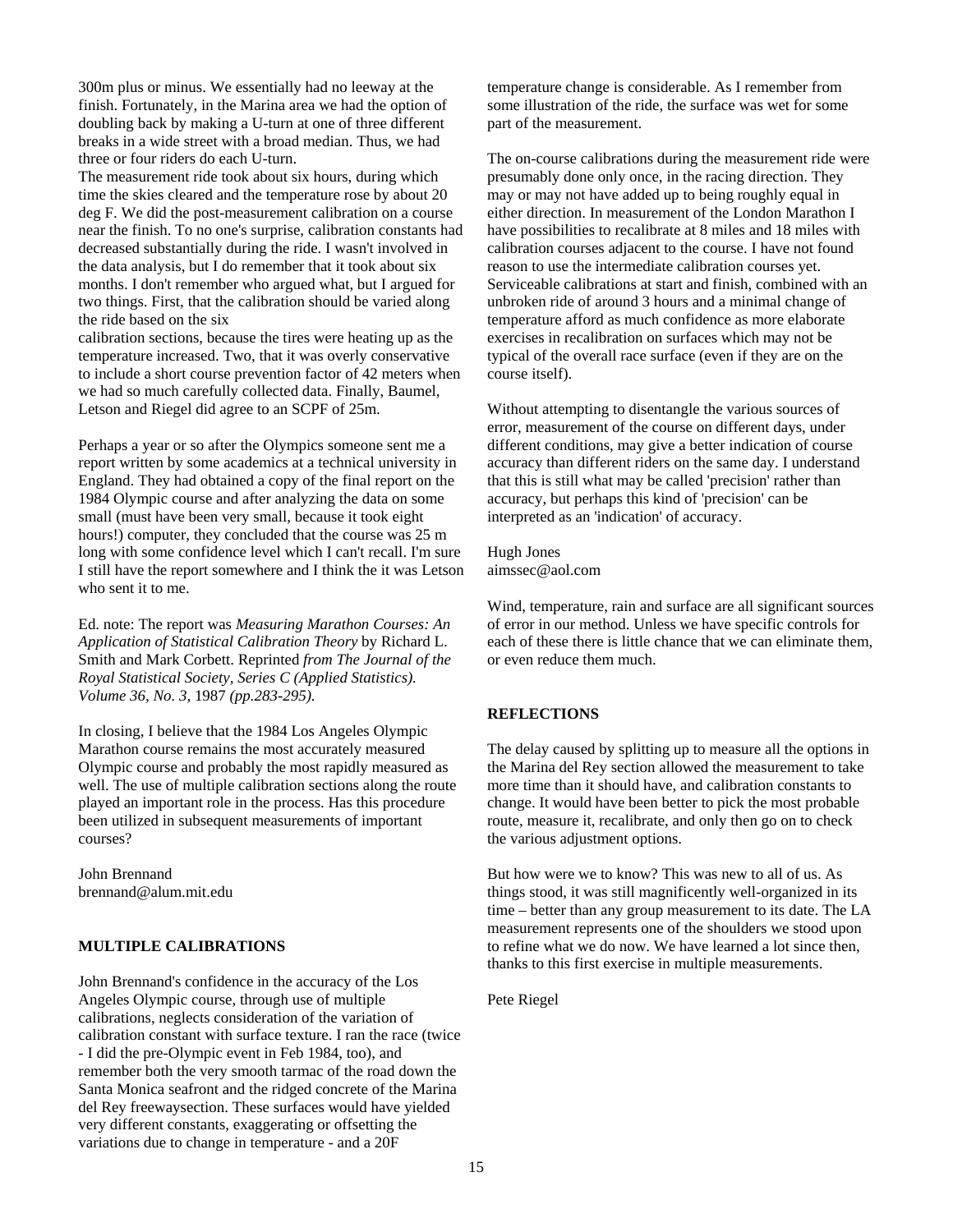300m plus or minus. We essentially had no leeway at the finish. Fortunately, in the Marina area we had the option of doubling back by making a U-turn at one of three different breaks in a wide street with a broad median. Thus, we had three or four riders do each U-turn.

The measurement ride took about six hours, during which time the skies cleared and the temperature rose by about 20 deg F. We did the post-measurement calibration on a course near the finish. To no one's surprise, calibration constants had decreased substantially during the ride. I wasn't involved in the data analysis, but I do remember that it took about six months. I don't remember who argued what, but I argued for two things. First, that the calibration should be varied along the ride based on the six calibration sections, because the tires were heating up as the temperature increased. Two, that it was overly conservative to include a short course prevention factor of 42 meters when we had so much carefully collected data. Finally, Baumel, Letson and Riegel did agree to an SCPF of 25m.

Perhaps a year or so after the Olympics someone sent me a report written by some academics at a technical university in England. They had obtained a copy of the final report on the 1984 Olympic course and after analyzing the data on some small (must have been very small, because it took eight hours!) computer, they concluded that the course was 25 m long with some confidence level which I can't recall. I'm sure I still have the report somewhere and I think the it was Letson who sent it to me.

Ed. note: The report was *Measuring Marathon Courses: An Application of Statistical Calibration Theory* by Richard L. Smith and Mark Corbett. Reprinted *from The Journal of the Royal Statistical Society, Series C (Applied Statistics). Volume 36, No. 3,* 1987 *(pp.283-295).*

In closing, I believe that the 1984 Los Angeles Olympic Marathon course remains the most accurately measured Olympic course and probably the most rapidly measured as well. The use of multiple calibration sections along the route played an important role in the process. Has this procedure been utilized in subsequent measurements of important courses?

John Brennand
brennand@alum.mit.edu

**MULTIPLE CALIBRATIONS**

John Brennand's confidence in the accuracy of the Los Angeles Olympic course, through use of multiple calibrations, neglects consideration of the variation of calibration constant with surface texture. I ran the race (twice - I did the pre-Olympic event in Feb 1984, too), and remember both the very smooth tarmac of the road down the Santa Monica seafront and the ridged concrete of the Marina del Rey freewaysection. These surfaces would have yielded very different constants, exaggerating or offsetting the variations due to change in temperature - and a 20F temperature change is considerable. As I remember from some illustration of the ride, the surface was wet for some part of the measurement.

The on-course calibrations during the measurement ride were presumably done only once, in the racing direction. They may or may not have added up to being roughly equal in either direction. In measurement of the London Marathon I have possibilities to recalibrate at 8 miles and 18 miles with calibration courses adjacent to the course. I have not found reason to use the intermediate calibration courses yet. Serviceable calibrations at start and finish, combined with an unbroken ride of around 3 hours and a minimal change of temperature afford as much confidence as more elaborate exercises in recalibration on surfaces which may not be typical of the overall race surface (even if they are on the course itself).

Without attempting to disentangle the various sources of error, measurement of the course on different days, under different conditions, may give a better indication of course accuracy than different riders on the same day. I understand that this is still what may be called 'precision' rather than accuracy, but perhaps this kind of 'precision' can be interpreted as an 'indication' of accuracy.

Hugh Jones
aimssec@aol.com

Wind, temperature, rain and surface are all significant sources of error in our method. Unless we have specific controls for each of these there is little chance that we can eliminate them, or even reduce them much.

**REFLECTIONS**

The delay caused by splitting up to measure all the options in the Marina del Rey section allowed the measurement to take more time than it should have, and calibration constants to change. It would have been better to pick the most probable route, measure it, recalibrate, and only then go on to check the various adjustment options.

But how were we to know? This was new to all of us. As things stood, it was still magnificently well-organized in its time – better than any group measurement to its date. The LA measurement represents one of the shoulders we stood upon to refine what we do now. We have learned a lot since then, thanks to this first exercise in multiple measurements.

Pete Riegel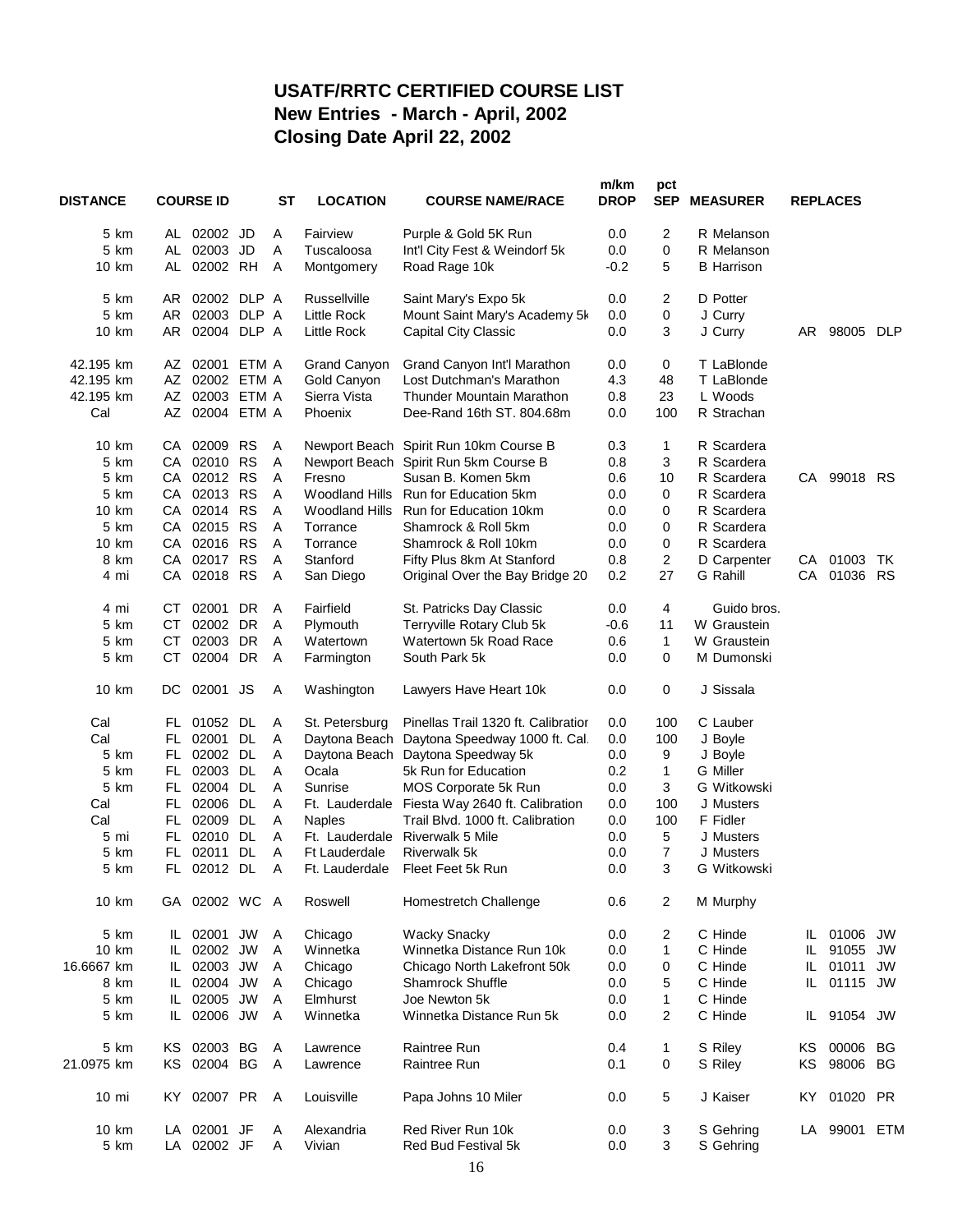# USATF/RRTC CERTIFIED COURSE LIST
## New Entries - March - April, 2002
## Closing Date April 22, 2002

| DISTANCE | COURSE ID | | | ST | LOCATION | COURSE NAME/RACE | m/km DROP | pct SEP | MEASURER | REPLACES | | |
|---|---|---|---|---|---|---|---|---|---|---|---|---|
| 5 km | AL | 02002 | JD | A | Fairview | Purple & Gold 5K Run | 0.0 | 2 | R Melanson | | | |
| 5 km | AL | 02003 | JD | A | Tuscaloosa | Int'l City Fest & Weindorf 5k | 0.0 | 0 | R Melanson | | | |
| 10 km | AL | 02002 | RH | A | Montgomery | Road Rage 10k | -0.2 | 5 | B Harrison | | | |
| 5 km | AR | 02002 | DLP | A | Russellville | Saint Mary's Expo 5k | 0.0 | 2 | D Potter | | | |
| 5 km | AR | 02003 | DLP | A | Little Rock | Mount Saint Mary's Academy 5k | 0.0 | 0 | J Curry | | | |
| 10 km | AR | 02004 | DLP | A | Little Rock | Capital City Classic | 0.0 | 3 | J Curry | AR | 98005 | DLP |
| 42.195 km | AZ | 02001 | ETM | A | Grand Canyon | Grand Canyon Int'l Marathon | 0.0 | 0 | T LaBlonde | | | |
| 42.195 km | AZ | 02002 | ETM | A | Gold Canyon | Lost Dutchman's Marathon | 4.3 | 48 | T LaBlonde | | | |
| 42.195 km | AZ | 02003 | ETM | A | Sierra Vista | Thunder Mountain Marathon | 0.8 | 23 | L Woods | | | |
| Cal | AZ | 02004 | ETM | A | Phoenix | Dee-Rand 16th ST. 804.68m | 0.0 | 100 | R Strachan | | | |
| 10 km | CA | 02009 | RS | A | Newport Beach | Spirit Run 10km Course B | 0.3 | 1 | R Scardera | | | |
| 5 km | CA | 02010 | RS | A | Newport Beach | Spirit Run 5km Course B | 0.8 | 3 | R Scardera | | | |
| 5 km | CA | 02012 | RS | A | Fresno | Susan B. Komen 5km | 0.6 | 10 | R Scardera | CA | 99018 | RS |
| 5 km | CA | 02013 | RS | A | Woodland Hills | Run for Education 5km | 0.0 | 0 | R Scardera | | | |
| 10 km | CA | 02014 | RS | A | Woodland Hills | Run for Education 10km | 0.0 | 0 | R Scardera | | | |
| 5 km | CA | 02015 | RS | A | Torrance | Shamrock & Roll 5km | 0.0 | 0 | R Scardera | | | |
| 10 km | CA | 02016 | RS | A | Torrance | Shamrock & Roll 10km | 0.0 | 0 | R Scardera | | | |
| 8 km | CA | 02017 | RS | A | Stanford | Fifty Plus 8km At Stanford | 0.8 | 2 | D Carpenter | CA | 01003 | TK |
| 4 mi | CA | 02018 | RS | A | San Diego | Original Over the Bay Bridge 20 | 0.2 | 27 | G Rahill | CA | 01036 | RS |
| 4 mi | CT | 02001 | DR | A | Fairfield | St. Patricks Day Classic | 0.0 | 4 | Guido bros. | | | |
| 5 km | CT | 02002 | DR | A | Plymouth | Terryville Rotary Club 5k | -0.6 | 11 | W Graustein | | | |
| 5 km | CT | 02003 | DR | A | Watertown | Watertown 5k Road Race | 0.6 | 1 | W Graustein | | | |
| 5 km | CT | 02004 | DR | A | Farmington | South Park 5k | 0.0 | 0 | M Dumonski | | | |
| 10 km | DC | 02001 | JS | A | Washington | Lawyers Have Heart 10k | 0.0 | 0 | J Sissala | | | |
| Cal | FL | 01052 | DL | A | St. Petersburg | Pinellas Trail 1320 ft. Calibration | 0.0 | 100 | C Lauber | | | |
| Cal | FL | 02001 | DL | A | Daytona Beach | Daytona Speedway 1000 ft. Cal. | 0.0 | 100 | J Boyle | | | |
| 5 km | FL | 02002 | DL | A | Daytona Beach | Daytona Speedway 5k | 0.0 | 9 | J Boyle | | | |
| 5 km | FL | 02003 | DL | A | Ocala | 5k Run for Education | 0.2 | 1 | G Miller | | | |
| 5 km | FL | 02004 | DL | A | Sunrise | MOS Corporate 5k Run | 0.0 | 3 | G Witkowski | | | |
| Cal | FL | 02006 | DL | A | Ft. Lauderdale | Fiesta Way 2640 ft. Calibration | 0.0 | 100 | J Musters | | | |
| Cal | FL | 02009 | DL | A | Naples | Trail Blvd. 1000 ft. Calibration | 0.0 | 100 | F Fidler | | | |
| 5 mi | FL | 02010 | DL | A | Ft. Lauderdale | Riverwalk 5 Mile | 0.0 | 5 | J Musters | | | |
| 5 km | FL | 02011 | DL | A | Ft Lauderdale | Riverwalk 5k | 0.0 | 7 | J Musters | | | |
| 5 km | FL | 02012 | DL | A | Ft. Lauderdale | Fleet Feet 5k Run | 0.0 | 3 | G Witkowski | | | |
| 10 km | GA | 02002 | WC | A | Roswell | Homestretch Challenge | 0.6 | 2 | M Murphy | | | |
| 5 km | IL | 02001 | JW | A | Chicago | Wacky Snacky | 0.0 | 2 | C Hinde | IL | 01006 | JW |
| 10 km | IL | 02002 | JW | A | Winnetka | Winnetka Distance Run 10k | 0.0 | 1 | C Hinde | IL | 91055 | JW |
| 16.6667 km | IL | 02003 | JW | A | Chicago | Chicago North Lakefront 50k | 0.0 | 0 | C Hinde | IL | 01011 | JW |
| 8 km | IL | 02004 | JW | A | Chicago | Shamrock Shuffle | 0.0 | 5 | C Hinde | IL | 01115 | JW |
| 5 km | IL | 02005 | JW | A | Elmhurst | Joe Newton 5k | 0.0 | 1 | C Hinde | | | |
| 5 km | IL | 02006 | JW | A | Winnetka | Winnetka Distance Run 5k | 0.0 | 2 | C Hinde | IL | 91054 | JW |
| 5 km | KS | 02003 | BG | A | Lawrence | Raintree Run | 0.4 | 1 | S Riley | KS | 00006 | BG |
| 21.0975 km | KS | 02004 | BG | A | Lawrence | Raintree Run | 0.1 | 0 | S Riley | KS | 98006 | BG |
| 10 mi | KY | 02007 | PR | A | Louisville | Papa Johns 10 Miler | 0.0 | 5 | J Kaiser | KY | 01020 | PR |
| 10 km | LA | 02001 | JF | A | Alexandria | Red River Run 10k | 0.0 | 3 | S Gehring | LA | 99001 | ETM |
| 5 km | LA | 02002 | JF | A | Vivian | Red Bud Festival 5k | 0.0 | 3 | S Gehring | | | |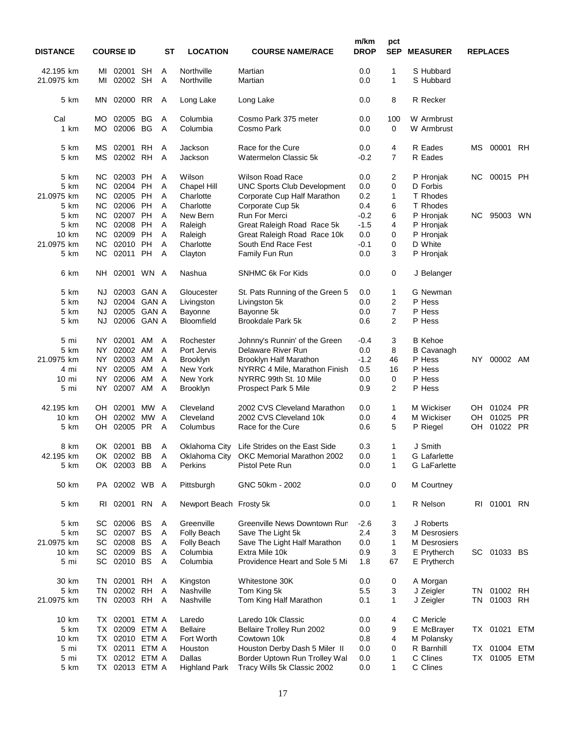| DISTANCE | COURSE ID | | | ST | LOCATION | COURSE NAME/RACE | m/km DROP | pct SEP | MEASURER | REPLACES | | |
|---|---|---|---|---|---|---|---|---|---|---|---|---|
| 42.195 km | MI | 02001 | SH | A | Northville | Martian | 0.0 | 1 | S Hubbard | | | |
| 21.0975 km | MI | 02002 | SH | A | Northville | Martian | 0.0 | 1 | S Hubbard | | | |
| 5 km | MN | 02000 | RR | A | Long Lake | Long Lake | 0.0 | 8 | R Recker | | | |
| Cal | MO | 02005 | BG | A | Columbia | Cosmo Park 375 meter | 0.0 | 100 | W Armbrust | | | |
| 1 km | MO | 02006 | BG | A | Columbia | Cosmo Park | 0.0 | 0 | W Armbrust | | | |
| 5 km | MS | 02001 | RH | A | Jackson | Race for the Cure | 0.0 | 4 | R Eades | MS | 00001 | RH |
| 5 km | MS | 02002 | RH | A | Jackson | Watermelon Classic 5k | -0.2 | 7 | R Eades | | | |
| 5 km | NC | 02003 | PH | A | Wilson | Wilson Road Race | 0.0 | 2 | P Hronjak | NC | 00015 | PH |
| 5 km | NC | 02004 | PH | A | Chapel Hill | UNC Sports Club Development | 0.0 | 0 | D Forbis | | | |
| 21.0975 km | NC | 02005 | PH | A | Charlotte | Corporate Cup Half Marathon | 0.2 | 1 | T Rhodes | | | |
| 5 km | NC | 02006 | PH | A | Charlotte | Corporate Cup 5k | 0.4 | 6 | T Rhodes | | | |
| 5 km | NC | 02007 | PH | A | New Bern | Run For Merci | -0.2 | 6 | P Hronjak | NC | 95003 | WN |
| 5 km | NC | 02008 | PH | A | Raleigh | Great Raleigh Road Race 5k | -1.5 | 4 | P Hronjak | | | |
| 10 km | NC | 02009 | PH | A | Raleigh | Great Raleigh Road Race 10k | 0.0 | 0 | P Hronjak | | | |
| 21.0975 km | NC | 02010 | PH | A | Charlotte | South End Race Fest | -0.1 | 0 | D White | | | |
| 5 km | NC | 02011 | PH | A | Clayton | Family Fun Run | 0.0 | 3 | P Hronjak | | | |
| 6 km | NH | 02001 | WN | A | Nashua | SNHMC 6k For Kids | 0.0 | 0 | J Belanger | | | |
| 5 km | NJ | 02003 | GAN | A | Gloucester | St. Pats Running of the Green 5 | 0.0 | 1 | G Newman | | | |
| 5 km | NJ | 02004 | GAN | A | Livingston | Livingston 5k | 0.0 | 2 | P Hess | | | |
| 5 km | NJ | 02005 | GAN | A | Bayonne | Bayonne 5k | 0.0 | 7 | P Hess | | | |
| 5 km | NJ | 02006 | GAN | A | Bloomfield | Brookdale Park 5k | 0.6 | 2 | P Hess | | | |
| 5 mi | NY | 02001 | AM | A | Rochester | Johnny's Runnin' of the Green | -0.4 | 3 | B Kehoe | | | |
| 5 km | NY | 02002 | AM | A | Port Jervis | Delaware River Run | 0.0 | 8 | B Cavanagh | | | |
| 21.0975 km | NY | 02003 | AM | A | Brooklyn | Brooklyn Half Marathon | -1.2 | 46 | P Hess | NY | 00002 | AM |
| 4 mi | NY | 02005 | AM | A | New York | NYRRC 4 Mile, Marathon Finish | 0.5 | 16 | P Hess | | | |
| 10 mi | NY | 02006 | AM | A | New York | NYRRC 99th St. 10 Mile | 0.0 | 0 | P Hess | | | |
| 5 mi | NY | 02007 | AM | A | Brooklyn | Prospect Park 5 Mile | 0.9 | 2 | P Hess | | | |
| 42.195 km | OH | 02001 | MW | A | Cleveland | 2002 CVS Cleveland Marathon | 0.0 | 1 | M Wickiser | OH | 01024 | PR |
| 10 km | OH | 02002 | MW | A | Cleveland | 2002 CVS Cleveland 10k | 0.0 | 4 | M Wickiser | OH | 01025 | PR |
| 5 km | OH | 02005 | PR | A | Columbus | Race for the Cure | 0.6 | 5 | P Riegel | OH | 01022 | PR |
| 8 km | OK | 02001 | BB | A | Oklahoma City | Life Strides on the East Side | 0.3 | 1 | J Smith | | | |
| 42.195 km | OK | 02002 | BB | A | Oklahoma City | OKC Memorial Marathon 2002 | 0.0 | 1 | G Lafarlette | | | |
| 5 km | OK | 02003 | BB | A | Perkins | Pistol Pete Run | 0.0 | 1 | G LaFarlette | | | |
| 50 km | PA | 02002 | WB | A | Pittsburgh | GNC 50km - 2002 | 0.0 | 0 | M Courtney | | | |
| 5 km | RI | 02001 | RN | A | Newport Beach | Frosty 5k | 0.0 | 1 | R Nelson | RI | 01001 | RN |
| 5 km | SC | 02006 | BS | A | Greenville | Greenville News Downtown Run | -2.6 | 3 | J Roberts | | | |
| 5 km | SC | 02007 | BS | A | Folly Beach | Save The Light 5k | 2.4 | 3 | M Desrosiers | | | |
| 21.0975 km | SC | 02008 | BS | A | Folly Beach | Save The Light Half Marathon | 0.0 | 1 | M Desrosiers | | | |
| 10 km | SC | 02009 | BS | A | Columbia | Extra Mile 10k | 0.9 | 3 | E Prytherch | SC | 01033 | BS |
| 5 mi | SC | 02010 | BS | A | Columbia | Providence Heart and Sole 5 Mi | 1.8 | 67 | E Prytherch | | | |
| 30 km | TN | 02001 | RH | A | Kingston | Whitestone 30K | 0.0 | 0 | A Morgan | | | |
| 5 km | TN | 02002 | RH | A | Nashville | Tom King 5k | 5.5 | 3 | J Zeigler | TN | 01002 | RH |
| 21.0975 km | TN | 02003 | RH | A | Nashville | Tom King Half Marathon | 0.1 | 1 | J Zeigler | TN | 01003 | RH |
| 10 km | TX | 02001 | ETM | A | Laredo | Laredo 10k Classic | 0.0 | 4 | C Mericle | | | |
| 5 km | TX | 02009 | ETM | A | Bellaire | Bellaire Trolley Run 2002 | 0.0 | 9 | E McBrayer | TX | 01021 | ETM |
| 10 km | TX | 02010 | ETM | A | Fort Worth | Cowtown 10k | 0.8 | 4 | M Polansky | | | |
| 5 mi | TX | 02011 | ETM | A | Houston | Houston Derby Dash 5 Miler II | 0.0 | 0 | R Barnhill | TX | 01004 | ETM |
| 5 mi | TX | 02012 | ETM | A | Dallas | Border Uptown Run Trolley Wal | 0.0 | 1 | C Clines | TX | 01005 | ETM |
| 5 km | TX | 02013 | ETM | A | Highland Park | Tracy Wills 5k Classic 2002 | 0.0 | 1 | C Clines | | | |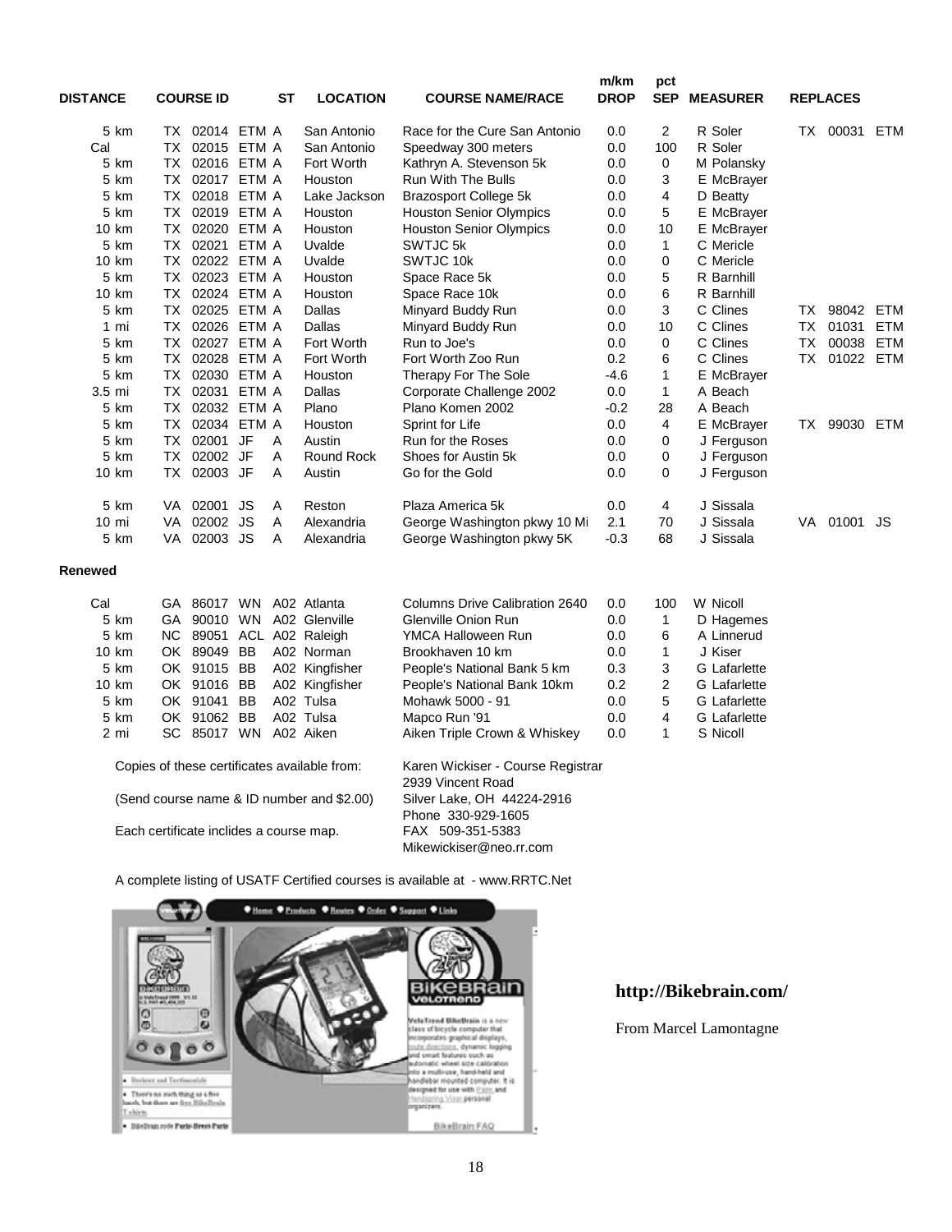| DISTANCE | COURSE ID | | | ST | LOCATION | COURSE NAME/RACE | m/km DROP | pct SEP | MEASURER | REPLACES | | |
|---|---|---|---|---|---|---|---|---|---|---|---|---|
| 5 km | TX | 02014 | ETM | A | San Antonio | Race for the Cure San Antonio | 0.0 | 2 | R Soler | TX | 00031 | ETM |
| Cal | TX | 02015 | ETM | A | San Antonio | Speedway 300 meters | 0.0 | 100 | R Soler | | | |
| 5 km | TX | 02016 | ETM | A | Fort Worth | Kathryn A. Stevenson 5k | 0.0 | 0 | M Polansky | | | |
| 5 km | TX | 02017 | ETM | A | Houston | Run With The Bulls | 0.0 | 3 | E McBrayer | | | |
| 5 km | TX | 02018 | ETM | A | Lake Jackson | Brazosport College 5k | 0.0 | 4 | D Beatty | | | |
| 5 km | TX | 02019 | ETM | A | Houston | Houston Senior Olympics | 0.0 | 5 | E McBrayer | | | |
| 10 km | TX | 02020 | ETM | A | Houston | Houston Senior Olympics | 0.0 | 10 | E McBrayer | | | |
| 5 km | TX | 02021 | ETM | A | Uvalde | SWTJC 5k | 0.0 | 1 | C Mericle | | | |
| 10 km | TX | 02022 | ETM | A | Uvalde | SWTJC 10k | 0.0 | 0 | C Mericle | | | |
| 5 km | TX | 02023 | ETM | A | Houston | Space Race 5k | 0.0 | 5 | R Barnhill | | | |
| 10 km | TX | 02024 | ETM | A | Houston | Space Race 10k | 0.0 | 6 | R Barnhill | | | |
| 5 km | TX | 02025 | ETM | A | Dallas | Minyard Buddy Run | 0.0 | 3 | C Clines | TX | 98042 | ETM |
| 1 mi | TX | 02026 | ETM | A | Dallas | Minyard Buddy Run | 0.0 | 10 | C Clines | TX | 01031 | ETM |
| 5 km | TX | 02027 | ETM | A | Fort Worth | Run to Joe's | 0.0 | 0 | C Clines | TX | 00038 | ETM |
| 5 km | TX | 02028 | ETM | A | Fort Worth | Fort Worth Zoo Run | 0.2 | 6 | C Clines | TX | 01022 | ETM |
| 5 km | TX | 02030 | ETM | A | Houston | Therapy For The Sole | -4.6 | 1 | E McBrayer | | | |
| 3.5 mi | TX | 02031 | ETM | A | Dallas | Corporate Challenge 2002 | 0.0 | 1 | A Beach | | | |
| 5 km | TX | 02032 | ETM | A | Plano | Plano Komen 2002 | -0.2 | 28 | A Beach | | | |
| 5 km | TX | 02034 | ETM | A | Houston | Sprint for Life | 0.0 | 4 | E McBrayer | TX | 99030 | ETM |
| 5 km | TX | 02001 | JF | A | Austin | Run for the Roses | 0.0 | 0 | J Ferguson | | | |
| 5 km | TX | 02002 | JF | A | Round Rock | Shoes for Austin 5k | 0.0 | 0 | J Ferguson | | | |
| 10 km | TX | 02003 | JF | A | Austin | Go for the Gold | 0.0 | 0 | J Ferguson | | | |
| 5 km | VA | 02001 | JS | A | Reston | Plaza America 5k | 0.0 | 4 | J Sissala | | | |
| 10 mi | VA | 02002 | JS | A | Alexandria | George Washington pkwy 10 Mi | 2.1 | 70 | J Sissala | VA | 01001 | JS |
| 5 km | VA | 02003 | JS | A | Alexandria | George Washington pkwy 5K | -0.3 | 68 | J Sissala | | | |

**Renewed**

| DISTANCE | COURSE ID | | | ST | LOCATION | COURSE NAME/RACE | m/km DROP | pct SEP | MEASURER |
|---|---|---|---|---|---|---|---|---|---|
| Cal | GA | 86017 | WN | A02 | Atlanta | Columns Drive Calibration 2640 | 0.0 | 100 | W Nicoll |
| 5 km | GA | 90010 | WN | A02 | Glenville | Glenville Onion Run | 0.0 | 1 | D Hagemes |
| 5 km | NC | 89051 | ACL | A02 | Raleigh | YMCA Halloween Run | 0.0 | 6 | A Linnerud |
| 10 km | OK | 89049 | BB | A02 | Norman | Brookhaven 10 km | 0.0 | 1 | J Kiser |
| 5 km | OK | 91015 | BB | A02 | Kingfisher | People's National Bank 5 km | 0.3 | 3 | G Lafarlette |
| 10 km | OK | 91016 | BB | A02 | Kingfisher | People's National Bank 10km | 0.2 | 2 | G Lafarlette |
| 5 km | OK | 91041 | BB | A02 | Tulsa | Mohawk 5000 - 91 | 0.0 | 5 | G Lafarlette |
| 5 km | OK | 91062 | BB | A02 | Tulsa | Mapco Run '91 | 0.0 | 4 | G Lafarlette |
| 2 mi | SC | 85017 | WN | A02 | Aiken | Aiken Triple Crown & Whiskey | 0.0 | 1 | S Nicoll |

Copies of these certificates available from:

(Send course name & ID number and $2.00)

Each certificate inclides a course map.

Karen Wickiser - Course Registrar
2939 Vincent Road
Silver Lake, OH 44224-2916
Phone 330-929-1605
FAX 509-351-5383
Mikewickiser@neo.rr.com

A complete listing of USATF Certified courses is available at - www.RRTC.Net

**http://Bikebrain.com/**

From Marcel Lamontagne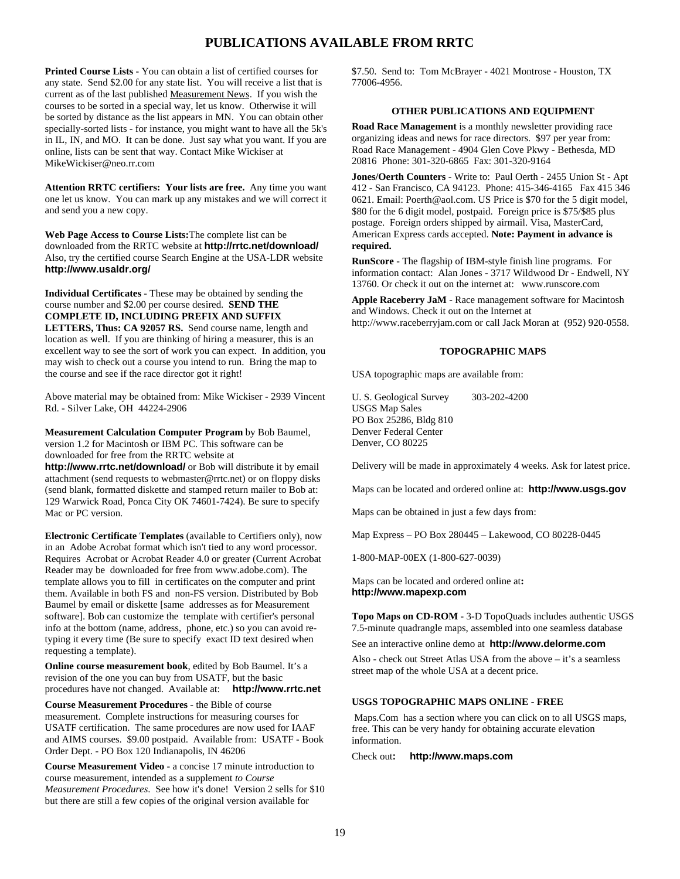# PUBLICATIONS AVAILABLE FROM RRTC

**Printed Course Lists** - You can obtain a list of certified courses for any state. Send $2.00 for any state list. You will receive a list that is current as of the last published Measurement News. If you wish the courses to be sorted in a special way, let us know. Otherwise it will be sorted by distance as the list appears in MN. You can obtain other specially-sorted lists - for instance, you might want to have all the 5k's in IL, IN, and MO. It can be done. Just say what you want. If you are online, lists can be sent that way. Contact Mike Wickiser at MikeWickiser@neo.rr.com

**Attention RRTC certifiers: Your lists are free.** Any time you want one let us know. You can mark up any mistakes and we will correct it and send you a new copy.

**Web Page Access to Course Lists:** The complete list can be downloaded from the RRTC website at **http://rrtc.net/download/** Also, try the certified course Search Engine at the USA-LDR website **http://www.usaldr.org/**

**Individual Certificates** - These may be obtained by sending the course number and $2.00 per course desired. **SEND THE COMPLETE ID, INCLUDING PREFIX AND SUFFIX LETTERS, Thus: CA 92057 RS.** Send course name, length and location as well. If you are thinking of hiring a measurer, this is an excellent way to see the sort of work you can expect. In addition, you may wish to check out a course you intend to run. Bring the map to the course and see if the race director got it right!

Above material may be obtained from: Mike Wickiser - 2939 Vincent Rd. - Silver Lake, OH 44224-2906

**Measurement Calculation Computer Program** by Bob Baumel, version 1.2 for Macintosh or IBM PC. This software can be downloaded for free from the RRTC website at **http://www.rrtc.net/download/** or Bob will distribute it by email attachment (send requests to webmaster@rrtc.net) or on floppy disks (send blank, formatted diskette and stamped return mailer to Bob at: 129 Warwick Road, Ponca City OK 74601-7424). Be sure to specify Mac or PC version.

**Electronic Certificate Templates** (available to Certifiers only), now in an Adobe Acrobat format which isn't tied to any word processor. Requires Acrobat or Acrobat Reader 4.0 or greater (Current Acrobat Reader may be downloaded for free from www.adobe.com). The template allows you to fill in certificates on the computer and print them. Available in both FS and non-FS version. Distributed by Bob Baumel by email or diskette [same addresses as for Measurement software]. Bob can customize the template with certifier's personal info at the bottom (name, address, phone, etc.) so you can avoid re-typing it every time (Be sure to specify exact ID text desired when requesting a template).

**Online course measurement book**, edited by Bob Baumel. It's a revision of the one you can buy from USATF, but the basic procedures have not changed. Available at: **http://www.rrtc.net**

**Course Measurement Procedures** - the Bible of course measurement. Complete instructions for measuring courses for USATF certification. The same procedures are now used for IAAF and AIMS courses. $9.00 postpaid. Available from: USATF - Book Order Dept. - PO Box 120 Indianapolis, IN 46206

**Course Measurement Video** - a concise 17 minute introduction to course measurement, intended as a supplement *to Course Measurement Procedures*. See how it's done! Version 2 sells for $10 but there are still a few copies of the original version available for $7.50. Send to: Tom McBrayer - 4021 Montrose - Houston, TX 77006-4956.

### OTHER PUBLICATIONS AND EQUIPMENT

**Road Race Management** is a monthly newsletter providing race organizing ideas and news for race directors. $97 per year from: Road Race Management - 4904 Glen Cove Pkwy - Bethesda, MD 20816 Phone: 301-320-6865 Fax: 301-320-9164

**Jones/Oerth Counters** - Write to: Paul Oerth - 2455 Union St - Apt 412 - San Francisco, CA 94123. Phone: 415-346-4165 Fax 415 346 0621. Email: Poerth@aol.com. US Price is $70 for the 5 digit model, $80 for the 6 digit model, postpaid. Foreign price is $75/$85 plus postage. Foreign orders shipped by airmail. Visa, MasterCard, American Express cards accepted. **Note: Payment in advance is required.**

**RunScore** - The flagship of IBM-style finish line programs. For information contact: Alan Jones - 3717 Wildwood Dr - Endwell, NY 13760. Or check it out on the internet at: www.runscore.com

**Apple Raceberry JaM** - Race management software for Macintosh and Windows. Check it out on the Internet at http://www.raceberryjam.com or call Jack Moran at (952) 920-0558.

### TOPOGRAPHIC MAPS

USA topographic maps are available from:

U. S. Geological Survey 303-202-4200
USGS Map Sales
PO Box 25286, Bldg 810
Denver Federal Center
Denver, CO 80225

Delivery will be made in approximately 4 weeks. Ask for latest price.

Maps can be located and ordered online at: **http://www.usgs.gov**

Maps can be obtained in just a few days from:

Map Express – PO Box 280445 – Lakewood, CO 80228-0445

1-800-MAP-00EX (1-800-627-0039)

Maps can be located and ordered online at**:**
**http://www.mapexp.com**

**Topo Maps on CD-ROM** - 3-D TopoQuads includes authentic USGS 7.5-minute quadrangle maps, assembled into one seamless database

See an interactive online demo at **http://www.delorme.com**

Also - check out Street Atlas USA from the above – it's a seamless street map of the whole USA at a decent price.

### USGS TOPOGRAPHIC MAPS ONLINE - FREE

Maps.Com has a section where you can click on to all USGS maps, free. This can be very handy for obtaining accurate elevation information.

Check out**:** **http://www.maps.com**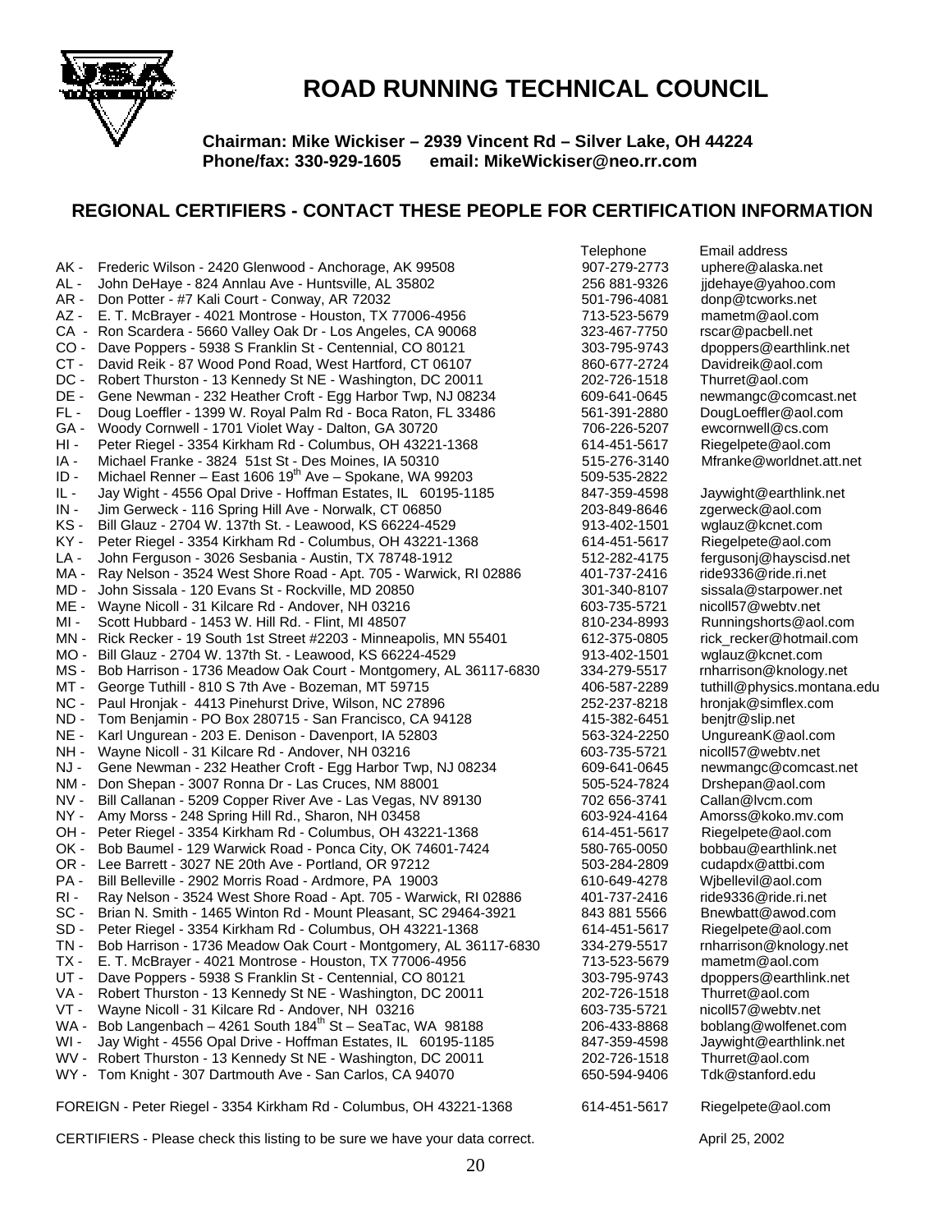# ROAD RUNNING TECHNICAL COUNCIL

**Chairman: Mike Wickiser – 2939 Vincent Rd – Silver Lake, OH 44224**
**Phone/fax: 330-929-1605 email: MikeWickiser@neo.rr.com**

## REGIONAL CERTIFIERS - CONTACT THESE PEOPLE FOR CERTIFICATION INFORMATION

| | | Telephone | Email address |
|---|---|---|---|
| AK - | Frederic Wilson - 2420 Glenwood - Anchorage, AK 99508 | 907-279-2773 | uphere@alaska.net |
| AL - | John DeHaye - 824 Annlau Ave - Huntsville, AL 35802 | 256 881-9326 | jjdehaye@yahoo.com |
| AR - | Don Potter - #7 Kali Court - Conway, AR 72032 | 501-796-4081 | donp@tcworks.net |
| AZ - | E. T. McBrayer - 4021 Montrose - Houston, TX 77006-4956 | 713-523-5679 | mametm@aol.com |
| CA - | Ron Scardera - 5660 Valley Oak Dr - Los Angeles, CA 90068 | 323-467-7750 | rscar@pacbell.net |
| CO - | Dave Poppers - 5938 S Franklin St - Centennial, CO 80121 | 303-795-9743 | dpoppers@earthlink.net |
| CT - | David Reik - 87 Wood Pond Road, West Hartford, CT 06107 | 860-677-2724 | Davidreik@aol.com |
| DC - | Robert Thurston - 13 Kennedy St NE - Washington, DC 20011 | 202-726-1518 | Thurret@aol.com |
| DE - | Gene Newman - 232 Heather Croft - Egg Harbor Twp, NJ 08234 | 609-641-0645 | newmangc@comcast.net |
| FL - | Doug Loeffler - 1399 W. Royal Palm Rd - Boca Raton, FL 33486 | 561-391-2880 | DougLoeffler@aol.com |
| GA - | Woody Cornwell - 1701 Violet Way - Dalton, GA 30720 | 706-226-5207 | ewcornwell@cs.com |
| HI - | Peter Riegel - 3354 Kirkham Rd - Columbus, OH 43221-1368 | 614-451-5617 | Riegelpete@aol.com |
| IA - | Michael Franke - 3824 51st St - Des Moines, IA 50310 | 515-276-3140 | Mfranke@worldnet.att.net |
| ID - | Michael Renner – East 1606 19th Ave – Spokane, WA 99203 | 509-535-2822 | |
| IL - | Jay Wight - 4556 Opal Drive - Hoffman Estates, IL 60195-1185 | 847-359-4598 | Jaywight@earthlink.net |
| IN - | Jim Gerweck - 116 Spring Hill Ave - Norwalk, CT 06850 | 203-849-8646 | zgerweck@aol.com |
| KS - | Bill Glauz - 2704 W. 137th St. - Leawood, KS 66224-4529 | 913-402-1501 | wglauz@kcnet.com |
| KY - | Peter Riegel - 3354 Kirkham Rd - Columbus, OH 43221-1368 | 614-451-5617 | Riegelpete@aol.com |
| LA - | John Ferguson - 3026 Sesbania - Austin, TX 78748-1912 | 512-282-4175 | fergusonj@hayscisd.net |
| MA - | Ray Nelson - 3524 West Shore Road - Apt. 705 - Warwick, RI 02886 | 401-737-2416 | ride9336@ride.ri.net |
| MD - | John Sissala - 120 Evans St - Rockville, MD 20850 | 301-340-8107 | sissala@starpower.net |
| ME - | Wayne Nicoll - 31 Kilcare Rd - Andover, NH 03216 | 603-735-5721 | nicoll57@webtv.net |
| MI - | Scott Hubbard - 1453 W. Hill Rd. - Flint, MI 48507 | 810-234-8993 | Runningshorts@aol.com |
| MN - | Rick Recker - 19 South 1st Street #2203 - Minneapolis, MN 55401 | 612-375-0805 | rick_recker@hotmail.com |
| MO - | Bill Glauz - 2704 W. 137th St. - Leawood, KS 66224-4529 | 913-402-1501 | wglauz@kcnet.com |
| MS - | Bob Harrison - 1736 Meadow Oak Court - Montgomery, AL 36117-6830 | 334-279-5517 | rnharrison@knology.net |
| MT - | George Tuthill - 810 S 7th Ave - Bozeman, MT 59715 | 406-587-2289 | tuthill@physics.montana.edu |
| NC - | Paul Hronjak - 4413 Pinehurst Drive, Wilson, NC 27896 | 252-237-8218 | hronjak@simflex.com |
| ND - | Tom Benjamin - PO Box 280715 - San Francisco, CA 94128 | 415-382-6451 | benjtr@slip.net |
| NE - | Karl Ungurean - 203 E. Denison - Davenport, IA 52803 | 563-324-2250 | UngureanK@aol.com |
| NH - | Wayne Nicoll - 31 Kilcare Rd - Andover, NH 03216 | 603-735-5721 | nicoll57@webtv.net |
| NJ - | Gene Newman - 232 Heather Croft - Egg Harbor Twp, NJ 08234 | 609-641-0645 | newmangc@comcast.net |
| NM - | Don Shepan - 3007 Ronna Dr - Las Cruces, NM 88001 | 505-524-7824 | Drshepan@aol.com |
| NV - | Bill Callanan - 5209 Copper River Ave - Las Vegas, NV 89130 | 702 656-3741 | Callan@lvcm.com |
| NY - | Amy Morss - 248 Spring Hill Rd., Sharon, NH 03458 | 603-924-4164 | Amorss@koko.mv.com |
| OH - | Peter Riegel - 3354 Kirkham Rd - Columbus, OH 43221-1368 | 614-451-5617 | Riegelpete@aol.com |
| OK - | Bob Baumel - 129 Warwick Road - Ponca City, OK 74601-7424 | 580-765-0050 | bobbau@earthlink.net |
| OR - | Lee Barrett - 3027 NE 20th Ave - Portland, OR 97212 | 503-284-2809 | cudapdx@attbi.com |
| PA - | Bill Belleville - 2902 Morris Road - Ardmore, PA 19003 | 610-649-4278 | Wjbellevil@aol.com |
| RI - | Ray Nelson - 3524 West Shore Road - Apt. 705 - Warwick, RI 02886 | 401-737-2416 | ride9336@ride.ri.net |
| SC - | Brian N. Smith - 1465 Winton Rd - Mount Pleasant, SC 29464-3921 | 843 881 5566 | Bnewbatt@awod.com |
| SD - | Peter Riegel - 3354 Kirkham Rd - Columbus, OH 43221-1368 | 614-451-5617 | Riegelpete@aol.com |
| TN - | Bob Harrison - 1736 Meadow Oak Court - Montgomery, AL 36117-6830 | 334-279-5517 | rnharrison@knology.net |
| TX - | E. T. McBrayer - 4021 Montrose - Houston, TX 77006-4956 | 713-523-5679 | mametm@aol.com |
| UT - | Dave Poppers - 5938 S Franklin St - Centennial, CO 80121 | 303-795-9743 | dpoppers@earthlink.net |
| VA - | Robert Thurston - 13 Kennedy St NE - Washington, DC 20011 | 202-726-1518 | Thurret@aol.com |
| VT - | Wayne Nicoll - 31 Kilcare Rd - Andover, NH 03216 | 603-735-5721 | nicoll57@webtv.net |
| WA - | Bob Langenbach – 4261 South 184th St – SeaTac, WA 98188 | 206-433-8868 | boblang@wolfenet.com |
| WI - | Jay Wight - 4556 Opal Drive - Hoffman Estates, IL 60195-1185 | 847-359-4598 | Jaywight@earthlink.net |
| WV - | Robert Thurston - 13 Kennedy St NE - Washington, DC 20011 | 202-726-1518 | Thurret@aol.com |
| WY - | Tom Knight - 307 Dartmouth Ave - San Carlos, CA 94070 | 650-594-9406 | Tdk@stanford.edu |
| FOREIGN - | Peter Riegel - 3354 Kirkham Rd - Columbus, OH 43221-1368 | 614-451-5617 | Riegelpete@aol.com |

CERTIFIERS - Please check this listing to be sure we have your data correct. April 25, 2002